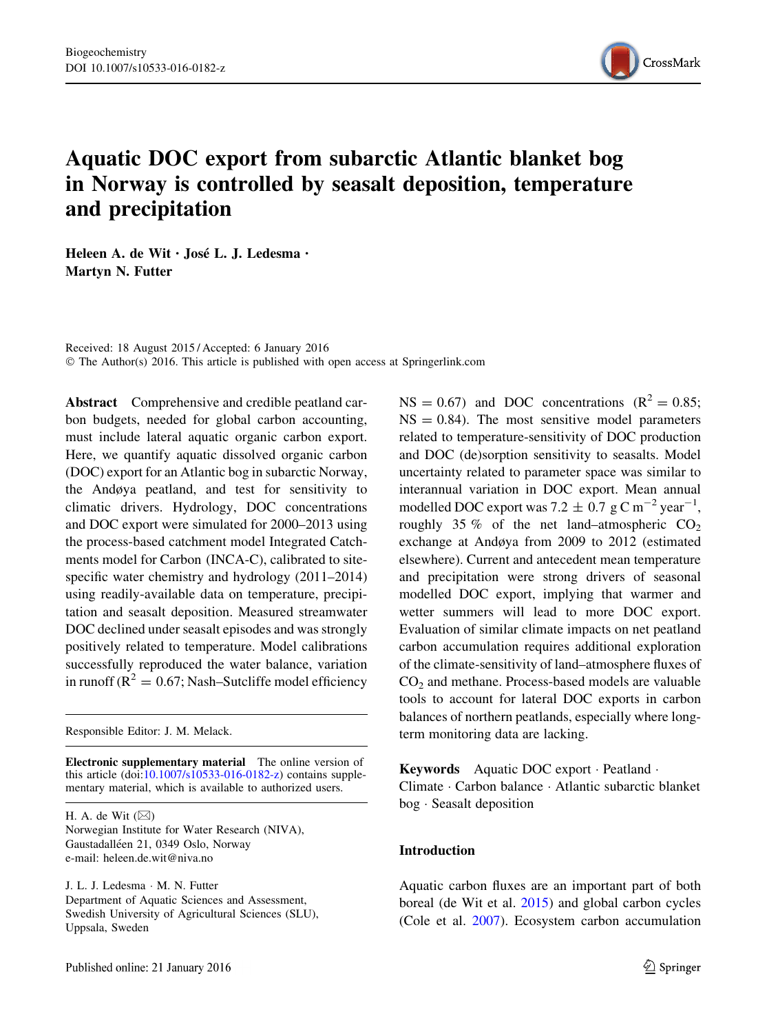# Aquatic DOC export from subarctic Atlantic blanket bog in Norway is controlled by seasalt deposition, temperature and precipitation

**Heleen A. de Wit · José L. J. Ledesma · Martyn N. Futter**

Received: 18 August 2015 / Accepted: 6 January 2016
© The Author(s) 2016. This article is published with open access at Springerlink.com

**Abstract** Comprehensive and credible peatland carbon budgets, needed for global carbon accounting, must include lateral aquatic organic carbon export. Here, we quantify aquatic dissolved organic carbon (DOC) export for an Atlantic bog in subarctic Norway, the Andøya peatland, and test for sensitivity to climatic drivers. Hydrology, DOC concentrations and DOC export were simulated for 2000–2013 using the process-based catchment model Integrated Catchments model for Carbon (INCA-C), calibrated to site-specific water chemistry and hydrology (2011–2014) using readily-available data on temperature, precipitation and seasalt deposition. Measured streamwater DOC declined under seasalt episodes and was strongly positively related to temperature. Model calibrations successfully reproduced the water balance, variation in runoff ($R^2 = 0.67$; Nash–Sutcliffe model efficiency NS = 0.67) and DOC concentrations ($R^2 = 0.85$; NS = 0.84). The most sensitive model parameters related to temperature-sensitivity of DOC production and DOC (de)sorption sensitivity to seasalts. Model uncertainty related to parameter space was similar to interannual variation in DOC export. Mean annual modelled DOC export was $7.2 \pm 0.7$ g C $m^{-2}$ $year^{-1}$, roughly 35 % of the net land–atmospheric $CO_2$ exchange at Andøya from 2009 to 2012 (estimated elsewhere). Current and antecedent mean temperature and precipitation were strong drivers of seasonal modelled DOC export, implying that warmer and wetter summers will lead to more DOC export. Evaluation of similar climate impacts on net peatland carbon accumulation requires additional exploration of the climate-sensitivity of land–atmosphere fluxes of $CO_2$ and methane. Process-based models are valuable tools to account for lateral DOC exports in carbon balances of northern peatlands, especially where long-term monitoring data are lacking.

**Keywords** Aquatic DOC export · Peatland · Climate · Carbon balance · Atlantic subarctic blanket bog · Seasalt deposition

Responsible Editor: J. M. Melack.

**Electronic supplementary material** The online version of this article (doi:10.1007/s10533-016-0182-z) contains supplementary material, which is available to authorized users.

H. A. de Wit (✉)
Norwegian Institute for Water Research (NIVA), Gaustadalléen 21, 0349 Oslo, Norway
e-mail: heleen.de.wit@niva.no

J. L. J. Ledesma · M. N. Futter
Department of Aquatic Sciences and Assessment, Swedish University of Agricultural Sciences (SLU), Uppsala, Sweden

## Introduction

Aquatic carbon fluxes are an important part of both boreal (de Wit et al. 2015) and global carbon cycles (Cole et al. 2007). Ecosystem carbon accumulation

Published online: 21 January 2016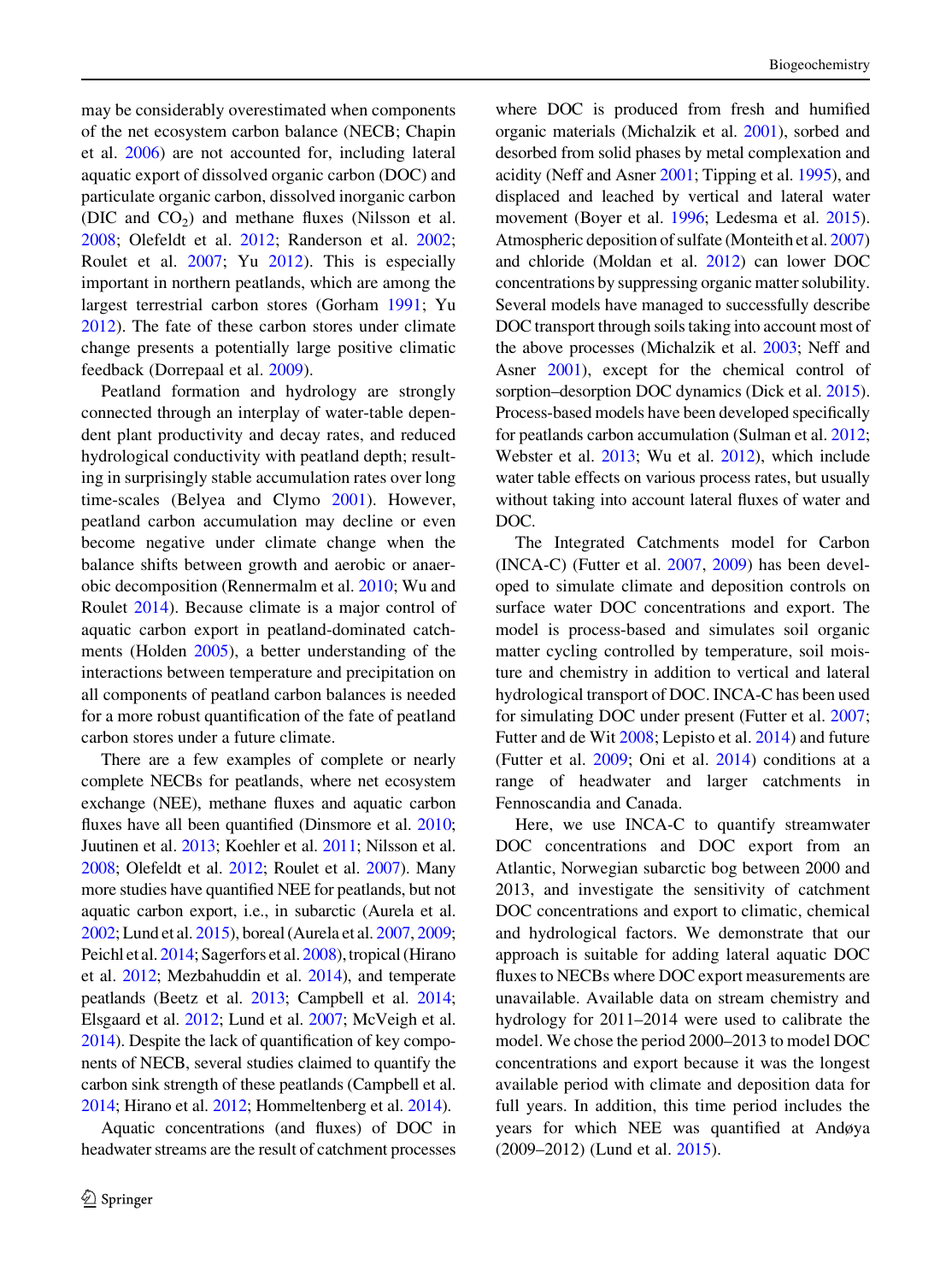may be considerably overestimated when components of the net ecosystem carbon balance (NECB; Chapin et al. 2006) are not accounted for, including lateral aquatic export of dissolved organic carbon (DOC) and particulate organic carbon, dissolved inorganic carbon (DIC and $CO_2$) and methane fluxes (Nilsson et al. 2008; Olefeldt et al. 2012; Randerson et al. 2002; Roulet et al. 2007; Yu 2012). This is especially important in northern peatlands, which are among the largest terrestrial carbon stores (Gorham 1991; Yu 2012). The fate of these carbon stores under climate change presents a potentially large positive climatic feedback (Dorrepaal et al. 2009).

Peatland formation and hydrology are strongly connected through an interplay of water-table dependent plant productivity and decay rates, and reduced hydrological conductivity with peatland depth; resulting in surprisingly stable accumulation rates over long time-scales (Belyea and Clymo 2001). However, peatland carbon accumulation may decline or even become negative under climate change when the balance shifts between growth and aerobic or anaerobic decomposition (Rennermalm et al. 2010; Wu and Roulet 2014). Because climate is a major control of aquatic carbon export in peatland-dominated catchments (Holden 2005), a better understanding of the interactions between temperature and precipitation on all components of peatland carbon balances is needed for a more robust quantification of the fate of peatland carbon stores under a future climate.

There are a few examples of complete or nearly complete NECBs for peatlands, where net ecosystem exchange (NEE), methane fluxes and aquatic carbon fluxes have all been quantified (Dinsmore et al. 2010; Juutinen et al. 2013; Koehler et al. 2011; Nilsson et al. 2008; Olefeldt et al. 2012; Roulet et al. 2007). Many more studies have quantified NEE for peatlands, but not aquatic carbon export, i.e., in subarctic (Aurela et al. 2002; Lund et al. 2015), boreal (Aurela et al. 2007, 2009; Peichl et al. 2014; Sagerfors et al. 2008), tropical (Hirano et al. 2012; Mezbahuddin et al. 2014), and temperate peatlands (Beetz et al. 2013; Campbell et al. 2014; Elsgaard et al. 2012; Lund et al. 2007; McVeigh et al. 2014). Despite the lack of quantification of key components of NECB, several studies claimed to quantify the carbon sink strength of these peatlands (Campbell et al. 2014; Hirano et al. 2012; Hommeltenberg et al. 2014).

Aquatic concentrations (and fluxes) of DOC in headwater streams are the result of catchment processes where DOC is produced from fresh and humified organic materials (Michalzik et al. 2001), sorbed and desorbed from solid phases by metal complexation and acidity (Neff and Asner 2001; Tipping et al. 1995), and displaced and leached by vertical and lateral water movement (Boyer et al. 1996; Ledesma et al. 2015). Atmospheric deposition of sulfate (Monteith et al. 2007) and chloride (Moldan et al. 2012) can lower DOC concentrations by suppressing organic matter solubility. Several models have managed to successfully describe DOC transport through soils taking into account most of the above processes (Michalzik et al. 2003; Neff and Asner 2001), except for the chemical control of sorption–desorption DOC dynamics (Dick et al. 2015). Process-based models have been developed specifically for peatlands carbon accumulation (Sulman et al. 2012; Webster et al. 2013; Wu et al. 2012), which include water table effects on various process rates, but usually without taking into account lateral fluxes of water and DOC.

The Integrated Catchments model for Carbon (INCA-C) (Futter et al. 2007, 2009) has been developed to simulate climate and deposition controls on surface water DOC concentrations and export. The model is process-based and simulates soil organic matter cycling controlled by temperature, soil moisture and chemistry in addition to vertical and lateral hydrological transport of DOC. INCA-C has been used for simulating DOC under present (Futter et al. 2007; Futter and de Wit 2008; Lepisto et al. 2014) and future (Futter et al. 2009; Oni et al. 2014) conditions at a range of headwater and larger catchments in Fennoscandia and Canada.

Here, we use INCA-C to quantify streamwater DOC concentrations and DOC export from an Atlantic, Norwegian subarctic bog between 2000 and 2013, and investigate the sensitivity of catchment DOC concentrations and export to climatic, chemical and hydrological factors. We demonstrate that our approach is suitable for adding lateral aquatic DOC fluxes to NECBs where DOC export measurements are unavailable. Available data on stream chemistry and hydrology for 2011–2014 were used to calibrate the model. We chose the period 2000–2013 to model DOC concentrations and export because it was the longest available period with climate and deposition data for full years. In addition, this time period includes the years for which NEE was quantified at Andøya (2009–2012) (Lund et al. 2015).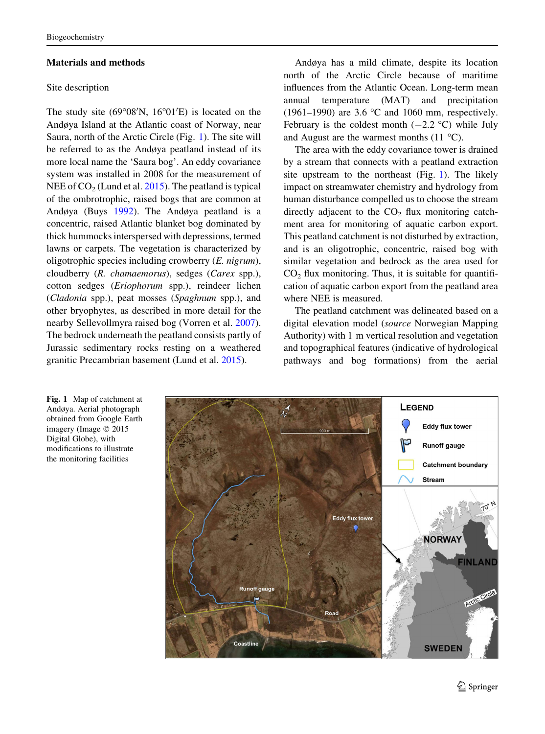## Materials and methods

### Site description

The study site (69°08′N, 16°01′E) is located on the Andøya Island at the Atlantic coast of Norway, near Saura, north of the Arctic Circle (Fig. 1). The site will be referred to as the Andøya peatland instead of its more local name the 'Saura bog'. An eddy covariance system was installed in 2008 for the measurement of NEE of $CO_2$ (Lund et al. 2015). The peatland is typical of the ombrotrophic, raised bogs that are common at Andøya (Buys 1992). The Andøya peatland is a concentric, raised Atlantic blanket bog dominated by thick hummocks interspersed with depressions, termed lawns or carpets. The vegetation is characterized by oligotrophic species including crowberry (*E. nigrum*), cloudberry (*R. chamaemorus*), sedges (*Carex* spp.), cotton sedges (*Eriophorum* spp.), reindeer lichen (*Cladonia* spp.), peat mosses (*Spaghnum* spp.), and other bryophytes, as described in more detail for the nearby Sellevollmyra raised bog (Vorren et al. 2007). The bedrock underneath the peatland consists partly of Jurassic sedimentary rocks resting on a weathered granitic Precambrian basement (Lund et al. 2015).

Andøya has a mild climate, despite its location north of the Arctic Circle because of maritime influences from the Atlantic Ocean. Long-term mean annual temperature (MAT) and precipitation (1961–1990) are 3.6 °C and 1060 mm, respectively. February is the coldest month (−2.2 °C) while July and August are the warmest months (11 °C).

The area with the eddy covariance tower is drained by a stream that connects with a peatland extraction site upstream to the northeast (Fig. 1). The likely impact on streamwater chemistry and hydrology from human disturbance compelled us to choose the stream directly adjacent to the $CO_2$ flux monitoring catchment area for monitoring of aquatic carbon export. This peatland catchment is not disturbed by extraction, and is an oligotrophic, concentric, raised bog with similar vegetation and bedrock as the area used for $CO_2$ flux monitoring. Thus, it is suitable for quantification of aquatic carbon export from the peatland area where NEE is measured.

The peatland catchment was delineated based on a digital elevation model (*source* Norwegian Mapping Authority) with 1 m vertical resolution and vegetation and topographical features (indicative of hydrological pathways and bog formations) from the aerial

**Fig. 1** Map of catchment at Andøya. Aerial photograph obtained from Google Earth imagery (Image © 2015 Digital Globe), with modifications to illustrate the monitoring facilities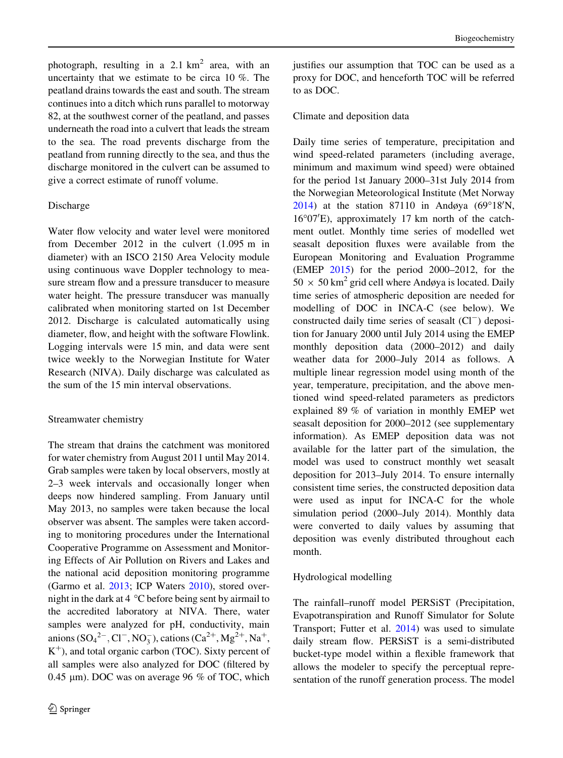photograph, resulting in a 2.1 km$^2$ area, with an uncertainty that we estimate to be circa 10 %. The peatland drains towards the east and south. The stream continues into a ditch which runs parallel to motorway 82, at the southwest corner of the peatland, and passes underneath the road into a culvert that leads the stream to the sea. The road prevents discharge from the peatland from running directly to the sea, and thus the discharge monitored in the culvert can be assumed to give a correct estimate of runoff volume.

### Discharge

Water flow velocity and water level were monitored from December 2012 in the culvert (1.095 m in diameter) with an ISCO 2150 Area Velocity module using continuous wave Doppler technology to measure stream flow and a pressure transducer to measure water height. The pressure transducer was manually calibrated when monitoring started on 1st December 2012. Discharge is calculated automatically using diameter, flow, and height with the software Flowlink. Logging intervals were 15 min, and data were sent twice weekly to the Norwegian Institute for Water Research (NIVA). Daily discharge was calculated as the sum of the 15 min interval observations.

### Streamwater chemistry

The stream that drains the catchment was monitored for water chemistry from August 2011 until May 2014. Grab samples were taken by local observers, mostly at 2–3 week intervals and occasionally longer when deeps now hindered sampling. From January until May 2013, no samples were taken because the local observer was absent. The samples were taken according to monitoring procedures under the International Cooperative Programme on Assessment and Monitoring Effects of Air Pollution on Rivers and Lakes and the national acid deposition monitoring programme (Garmo et al. 2013; ICP Waters 2010), stored overnight in the dark at 4 °C before being sent by airmail to the accredited laboratory at NIVA. There, water samples were analyzed for pH, conductivity, main anions ($SO_4^{2-}$, $Cl^-$, $NO_3^-$), cations ($Ca^{2+}$, $Mg^{2+}$, $Na^+$, $K^+$), and total organic carbon (TOC). Sixty percent of all samples were also analyzed for DOC (filtered by 0.45 µm). DOC was on average 96 % of TOC, which justifies our assumption that TOC can be used as a proxy for DOC, and henceforth TOC will be referred to as DOC.

### Climate and deposition data

Daily time series of temperature, precipitation and wind speed-related parameters (including average, minimum and maximum wind speed) were obtained for the period 1st January 2000–31st July 2014 from the Norwegian Meteorological Institute (Met Norway 2014) at the station 87110 in Andøya (69°18′N, 16°07′E), approximately 17 km north of the catchment outlet. Monthly time series of modelled wet seasalt deposition fluxes were available from the European Monitoring and Evaluation Programme (EMEP 2015) for the period 2000–2012, for the 50 × 50 km$^2$ grid cell where Andøya is located. Daily time series of atmospheric deposition are needed for modelling of DOC in INCA-C (see below). We constructed daily time series of seasalt ($Cl^-$) deposition for January 2000 until July 2014 using the EMEP monthly deposition data (2000–2012) and daily weather data for 2000–July 2014 as follows. A multiple linear regression model using month of the year, temperature, precipitation, and the above mentioned wind speed-related parameters as predictors explained 89 % of variation in monthly EMEP wet seasalt deposition for 2000–2012 (see supplementary information). As EMEP deposition data was not available for the latter part of the simulation, the model was used to construct monthly wet seasalt deposition for 2013–July 2014. To ensure internally consistent time series, the constructed deposition data were used as input for INCA-C for the whole simulation period (2000–July 2014). Monthly data were converted to daily values by assuming that deposition was evenly distributed throughout each month.

### Hydrological modelling

The rainfall–runoff model PERSiST (Precipitation, Evapotranspiration and Runoff Simulator for Solute Transport; Futter et al. 2014) was used to simulate daily stream flow. PERSiST is a semi-distributed bucket-type model within a flexible framework that allows the modeler to specify the perceptual representation of the runoff generation process. The model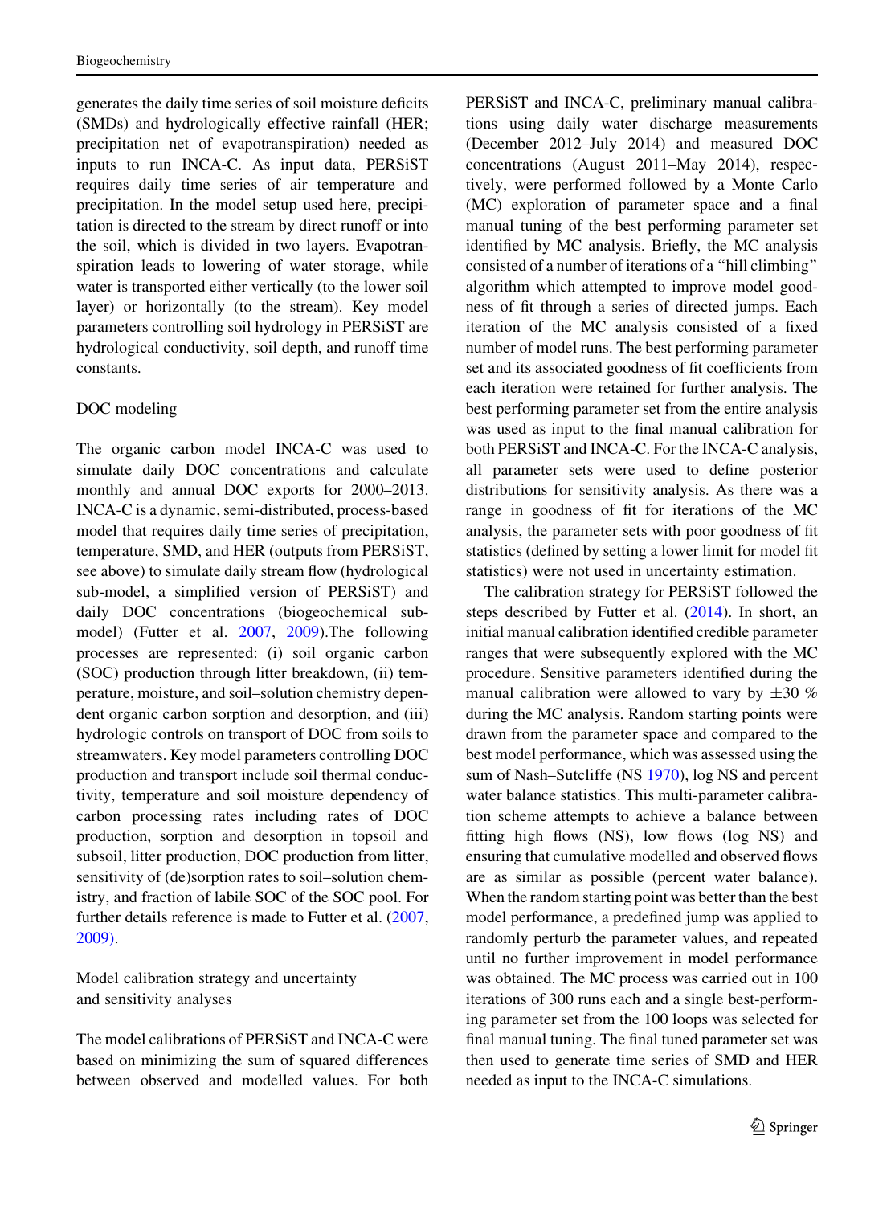generates the daily time series of soil moisture deficits (SMDs) and hydrologically effective rainfall (HER; precipitation net of evapotranspiration) needed as inputs to run INCA-C. As input data, PERSiST requires daily time series of air temperature and precipitation. In the model setup used here, precipitation is directed to the stream by direct runoff or into the soil, which is divided in two layers. Evapotranspiration leads to lowering of water storage, while water is transported either vertically (to the lower soil layer) or horizontally (to the stream). Key model parameters controlling soil hydrology in PERSiST are hydrological conductivity, soil depth, and runoff time constants.

### DOC modeling

The organic carbon model INCA-C was used to simulate daily DOC concentrations and calculate monthly and annual DOC exports for 2000–2013. INCA-C is a dynamic, semi-distributed, process-based model that requires daily time series of precipitation, temperature, SMD, and HER (outputs from PERSiST, see above) to simulate daily stream flow (hydrological sub-model, a simplified version of PERSiST) and daily DOC concentrations (biogeochemical sub-model) (Futter et al. 2007, 2009).The following processes are represented: (i) soil organic carbon (SOC) production through litter breakdown, (ii) temperature, moisture, and soil–solution chemistry dependent organic carbon sorption and desorption, and (iii) hydrologic controls on transport of DOC from soils to streamwaters. Key model parameters controlling DOC production and transport include soil thermal conductivity, temperature and soil moisture dependency of carbon processing rates including rates of DOC production, sorption and desorption in topsoil and subsoil, litter production, DOC production from litter, sensitivity of (de)sorption rates to soil–solution chemistry, and fraction of labile SOC of the SOC pool. For further details reference is made to Futter et al. (2007, 2009).

### Model calibration strategy and uncertainty and sensitivity analyses

The model calibrations of PERSiST and INCA-C were based on minimizing the sum of squared differences between observed and modelled values. For both PERSiST and INCA-C, preliminary manual calibrations using daily water discharge measurements (December 2012–July 2014) and measured DOC concentrations (August 2011–May 2014), respectively, were performed followed by a Monte Carlo (MC) exploration of parameter space and a final manual tuning of the best performing parameter set identified by MC analysis. Briefly, the MC analysis consisted of a number of iterations of a "hill climbing" algorithm which attempted to improve model goodness of fit through a series of directed jumps. Each iteration of the MC analysis consisted of a fixed number of model runs. The best performing parameter set and its associated goodness of fit coefficients from each iteration were retained for further analysis. The best performing parameter set from the entire analysis was used as input to the final manual calibration for both PERSiST and INCA-C. For the INCA-C analysis, all parameter sets were used to define posterior distributions for sensitivity analysis. As there was a range in goodness of fit for iterations of the MC analysis, the parameter sets with poor goodness of fit statistics (defined by setting a lower limit for model fit statistics) were not used in uncertainty estimation.

The calibration strategy for PERSiST followed the steps described by Futter et al. (2014). In short, an initial manual calibration identified credible parameter ranges that were subsequently explored with the MC procedure. Sensitive parameters identified during the manual calibration were allowed to vary by $\pm 30$ % during the MC analysis. Random starting points were drawn from the parameter space and compared to the best model performance, which was assessed using the sum of Nash–Sutcliffe (NS 1970), log NS and percent water balance statistics. This multi-parameter calibration scheme attempts to achieve a balance between fitting high flows (NS), low flows (log NS) and ensuring that cumulative modelled and observed flows are as similar as possible (percent water balance). When the random starting point was better than the best model performance, a predefined jump was applied to randomly perturb the parameter values, and repeated until no further improvement in model performance was obtained. The MC process was carried out in 100 iterations of 300 runs each and a single best-performing parameter set from the 100 loops was selected for final manual tuning. The final tuned parameter set was then used to generate time series of SMD and HER needed as input to the INCA-C simulations.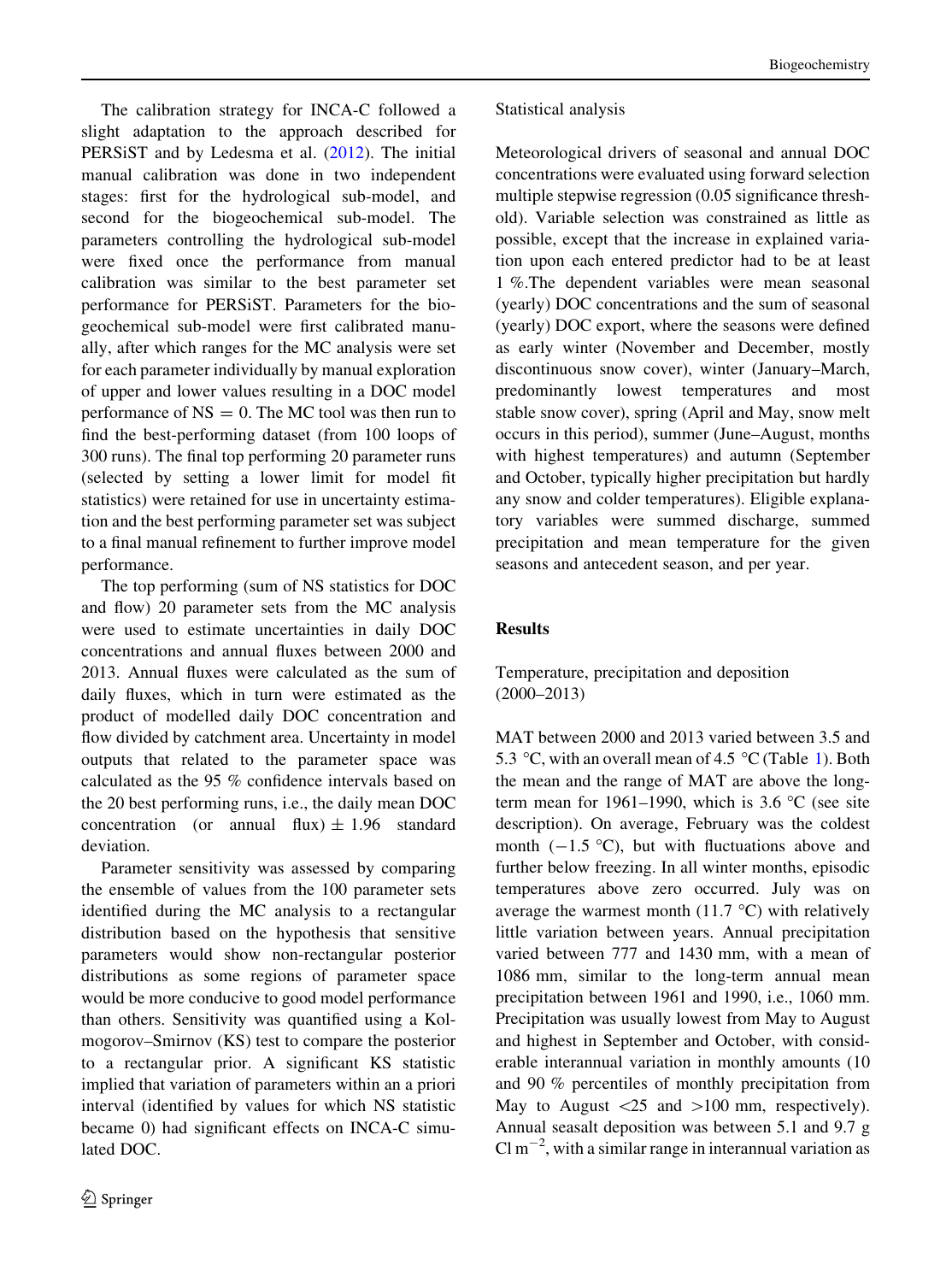The calibration strategy for INCA-C followed a slight adaptation to the approach described for PERSiST and by Ledesma et al. (2012). The initial manual calibration was done in two independent stages: first for the hydrological sub-model, and second for the biogeochemical sub-model. The parameters controlling the hydrological sub-model were fixed once the performance from manual calibration was similar to the best parameter set performance for PERSiST. Parameters for the biogeochemical sub-model were first calibrated manually, after which ranges for the MC analysis were set for each parameter individually by manual exploration of upper and lower values resulting in a DOC model performance of NS = 0. The MC tool was then run to find the best-performing dataset (from 100 loops of 300 runs). The final top performing 20 parameter runs (selected by setting a lower limit for model fit statistics) were retained for use in uncertainty estimation and the best performing parameter set was subject to a final manual refinement to further improve model performance.

The top performing (sum of NS statistics for DOC and flow) 20 parameter sets from the MC analysis were used to estimate uncertainties in daily DOC concentrations and annual fluxes between 2000 and 2013. Annual fluxes were calculated as the sum of daily fluxes, which in turn were estimated as the product of modelled daily DOC concentration and flow divided by catchment area. Uncertainty in model outputs that related to the parameter space was calculated as the 95 % confidence intervals based on the 20 best performing runs, i.e., the daily mean DOC concentration (or annual flux) $\pm$ 1.96 standard deviation.

Parameter sensitivity was assessed by comparing the ensemble of values from the 100 parameter sets identified during the MC analysis to a rectangular distribution based on the hypothesis that sensitive parameters would show non-rectangular posterior distributions as some regions of parameter space would be more conducive to good model performance than others. Sensitivity was quantified using a Kolmogorov–Smirnov (KS) test to compare the posterior to a rectangular prior. A significant KS statistic implied that variation of parameters within an a priori interval (identified by values for which NS statistic became 0) had significant effects on INCA-C simulated DOC.

### Statistical analysis

Meteorological drivers of seasonal and annual DOC concentrations were evaluated using forward selection multiple stepwise regression (0.05 significance threshold). Variable selection was constrained as little as possible, except that the increase in explained variation upon each entered predictor had to be at least 1 %.The dependent variables were mean seasonal (yearly) DOC concentrations and the sum of seasonal (yearly) DOC export, where the seasons were defined as early winter (November and December, mostly discontinuous snow cover), winter (January–March, predominantly lowest temperatures and most stable snow cover), spring (April and May, snow melt occurs in this period), summer (June–August, months with highest temperatures) and autumn (September and October, typically higher precipitation but hardly any snow and colder temperatures). Eligible explanatory variables were summed discharge, summed precipitation and mean temperature for the given seasons and antecedent season, and per year.

## Results

### Temperature, precipitation and deposition (2000–2013)

MAT between 2000 and 2013 varied between 3.5 and 5.3 °C, with an overall mean of 4.5 °C (Table 1). Both the mean and the range of MAT are above the long-term mean for 1961–1990, which is 3.6 °C (see site description). On average, February was the coldest month (−1.5 °C), but with fluctuations above and further below freezing. In all winter months, episodic temperatures above zero occurred. July was on average the warmest month (11.7 °C) with relatively little variation between years. Annual precipitation varied between 777 and 1430 mm, with a mean of 1086 mm, similar to the long-term annual mean precipitation between 1961 and 1990, i.e., 1060 mm. Precipitation was usually lowest from May to August and highest in September and October, with considerable interannual variation in monthly amounts (10 and 90 % percentiles of monthly precipitation from May to August <25 and >100 mm, respectively). Annual seasalt deposition was between 5.1 and 9.7 g Cl $m^{-2}$, with a similar range in interannual variation as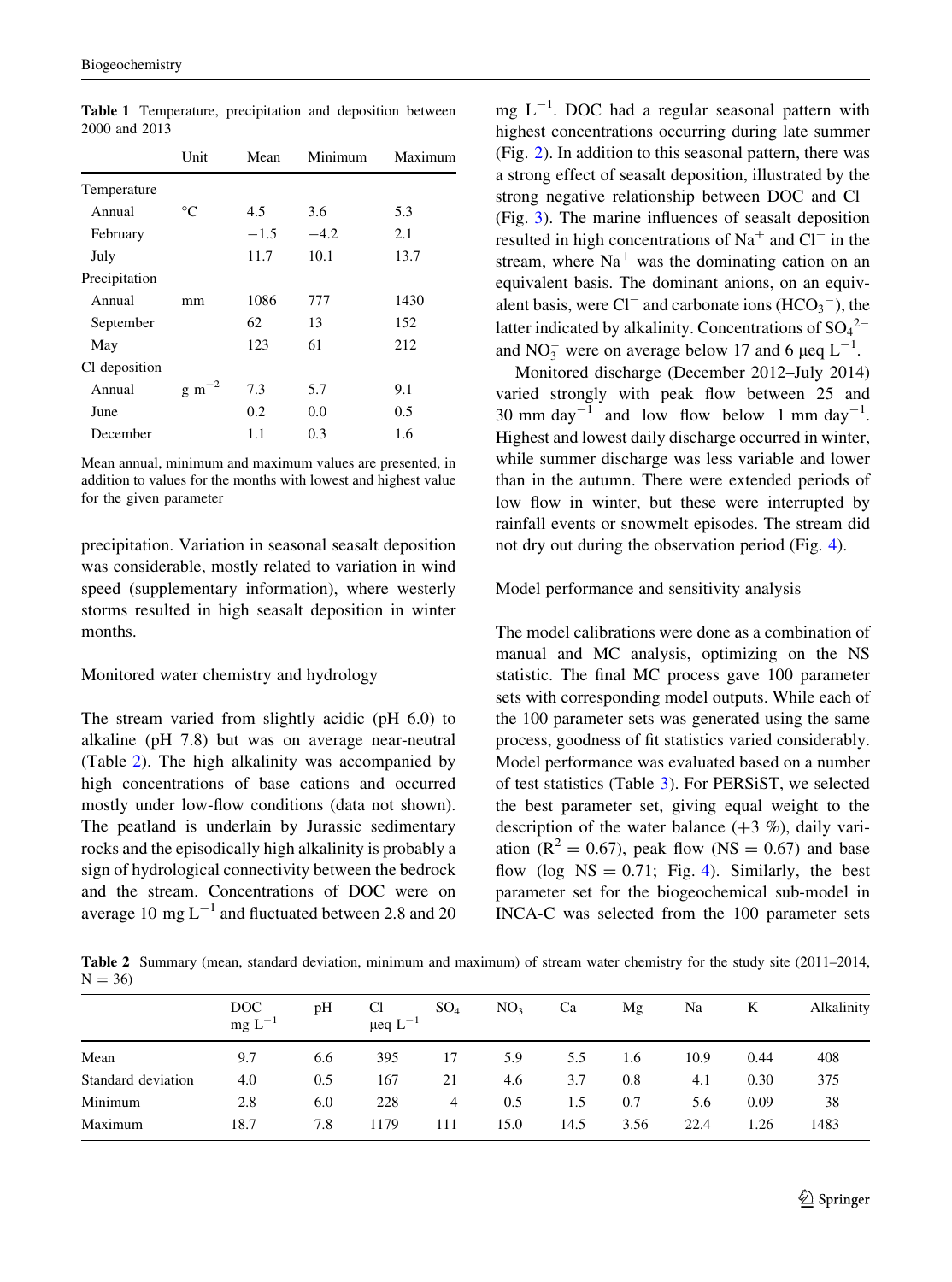**Table 1** Temperature, precipitation and deposition between 2000 and 2013

| | Unit | Mean | Minimum | Maximum |
|---|---|---|---|---|
| Temperature | | | | |
| Annual | °C | 4.5 | 3.6 | 5.3 |
| February | | −1.5 | −4.2 | 2.1 |
| July | | 11.7 | 10.1 | 13.7 |
| Precipitation | | | | |
| Annual | mm | 1086 | 777 | 1430 |
| September | | 62 | 13 | 152 |
| May | | 123 | 61 | 212 |
| Cl deposition | | | | |
| Annual | $g\ m^{-2}$ | 7.3 | 5.7 | 9.1 |
| June | | 0.2 | 0.0 | 0.5 |
| December | | 1.1 | 0.3 | 1.6 |

Mean annual, minimum and maximum values are presented, in addition to values for the months with lowest and highest value for the given parameter

precipitation. Variation in seasonal seasalt deposition was considerable, mostly related to variation in wind speed (supplementary information), where westerly storms resulted in high seasalt deposition in winter months.

### Monitored water chemistry and hydrology

The stream varied from slightly acidic (pH 6.0) to alkaline (pH 7.8) but was on average near-neutral (Table 2). The high alkalinity was accompanied by high concentrations of base cations and occurred mostly under low-flow conditions (data not shown). The peatland is underlain by Jurassic sedimentary rocks and the episodically high alkalinity is probably a sign of hydrological connectivity between the bedrock and the stream. Concentrations of DOC were on average 10 mg $L^{-1}$ and fluctuated between 2.8 and 20 mg $L^{-1}$. DOC had a regular seasonal pattern with highest concentrations occurring during late summer (Fig. 2). In addition to this seasonal pattern, there was a strong effect of seasalt deposition, illustrated by the strong negative relationship between DOC and $Cl^-$ (Fig. 3). The marine influences of seasalt deposition resulted in high concentrations of $Na^+$ and $Cl^-$ in the stream, where $Na^+$ was the dominating cation on an equivalent basis. The dominant anions, on an equivalent basis, were $Cl^-$ and carbonate ions ($HCO_3^-$), the latter indicated by alkalinity. Concentrations of $SO_4^{2-}$ and $NO_3^-$ were on average below 17 and 6 μeq $L^{-1}$.

Monitored discharge (December 2012–July 2014) varied strongly with peak flow between 25 and 30 mm $day^{-1}$ and low flow below 1 mm $day^{-1}$. Highest and lowest daily discharge occurred in winter, while summer discharge was less variable and lower than in the autumn. There were extended periods of low flow in winter, but these were interrupted by rainfall events or snowmelt episodes. The stream did not dry out during the observation period (Fig. 4).

### Model performance and sensitivity analysis

The model calibrations were done as a combination of manual and MC analysis, optimizing on the NS statistic. The final MC process gave 100 parameter sets with corresponding model outputs. While each of the 100 parameter sets was generated using the same process, goodness of fit statistics varied considerably. Model performance was evaluated based on a number of test statistics (Table 3). For PERSiST, we selected the best parameter set, giving equal weight to the description of the water balance (+3 %), daily variation ($R^2 = 0.67$), peak flow (NS = 0.67) and base flow (log NS = 0.71; Fig. 4). Similarly, the best parameter set for the biogeochemical sub-model in INCA-C was selected from the 100 parameter sets

**Table 2** Summary (mean, standard deviation, minimum and maximum) of stream water chemistry for the study site (2011–2014, N = 36)

| | DOC mg $L^{-1}$ | pH | Cl μeq $L^{-1}$ | $SO_4$ | $NO_3$ | Ca | Mg | Na | K | Alkalinity |
|---|---|---|---|---|---|---|---|---|---|---|
| Mean | 9.7 | 6.6 | 395 | 17 | 5.9 | 5.5 | 1.6 | 10.9 | 0.44 | 408 |
| Standard deviation | 4.0 | 0.5 | 167 | 21 | 4.6 | 3.7 | 0.8 | 4.1 | 0.30 | 375 |
| Minimum | 2.8 | 6.0 | 228 | 4 | 0.5 | 1.5 | 0.7 | 5.6 | 0.09 | 38 |
| Maximum | 18.7 | 7.8 | 1179 | 111 | 15.0 | 14.5 | 3.56 | 22.4 | 1.26 | 1483 |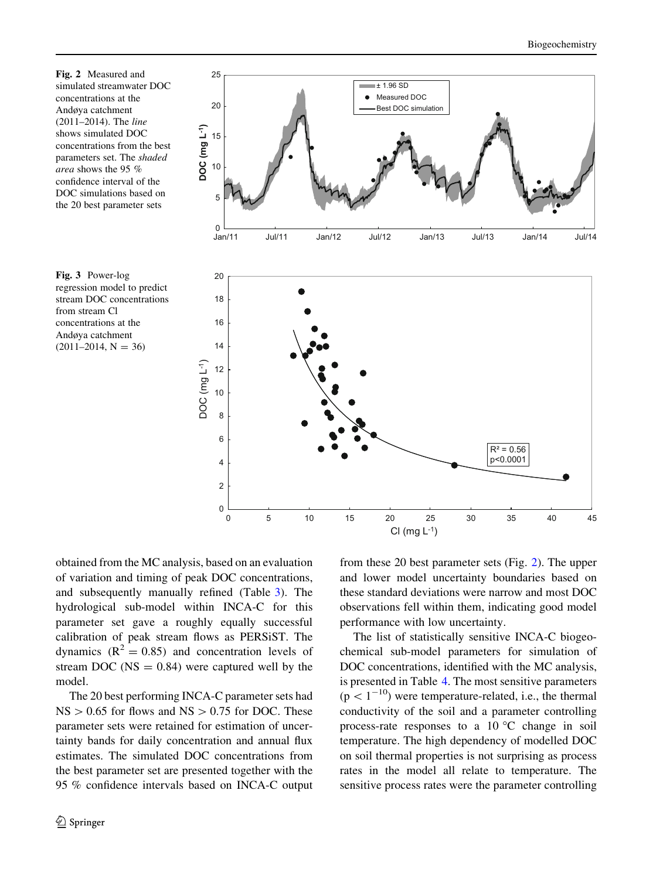Fig. 2 Measured and simulated streamwater DOC concentrations at the Andøya catchment (2011–2014). The *line* shows simulated DOC concentrations from the best parameters set. The *shaded area* shows the 95 % confidence interval of the DOC simulations based on the 20 best parameter sets

Fig. 3 Power-log regression model to predict stream DOC concentrations from stream Cl concentrations at the Andøya catchment (2011–2014, N = 36)

obtained from the MC analysis, based on an evaluation of variation and timing of peak DOC concentrations, and subsequently manually refined (Table 3). The hydrological sub-model within INCA-C for this parameter set gave a roughly equally successful calibration of peak stream flows as PERSiST. The dynamics ($R^2 = 0.85$) and concentration levels of stream DOC (NS = 0.84) were captured well by the model.

The 20 best performing INCA-C parameter sets had NS > 0.65 for flows and NS > 0.75 for DOC. These parameter sets were retained for estimation of uncertainty bands for daily concentration and annual flux estimates. The simulated DOC concentrations from the best parameter set are presented together with the 95 % confidence intervals based on INCA-C output from these 20 best parameter sets (Fig. 2). The upper and lower model uncertainty boundaries based on these standard deviations were narrow and most DOC observations fell within them, indicating good model performance with low uncertainty.

The list of statistically sensitive INCA-C biogeochemical sub-model parameters for simulation of DOC concentrations, identified with the MC analysis, is presented in Table 4. The most sensitive parameters ($p < 1^{-10}$) were temperature-related, i.e., the thermal conductivity of the soil and a parameter controlling process-rate responses to a 10 °C change in soil temperature. The high dependency of modelled DOC on soil thermal properties is not surprising as process rates in the model all relate to temperature. The sensitive process rates were the parameter controlling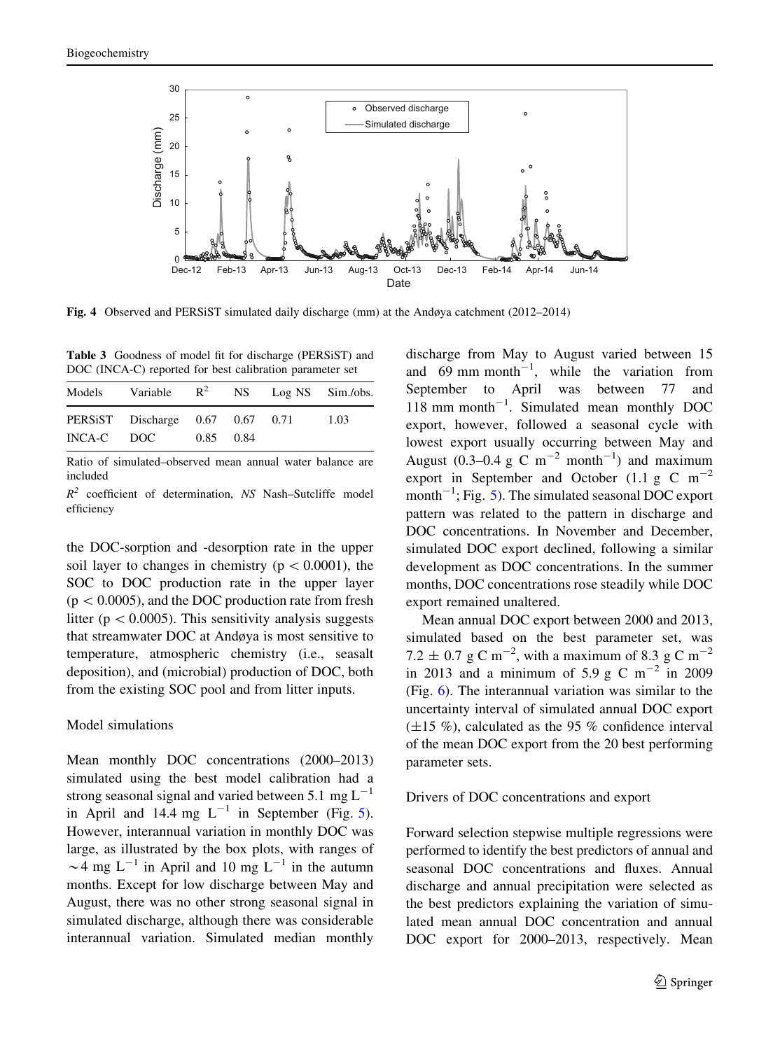Fig. 4 Observed and PERSiST simulated daily discharge (mm) at the Andøya catchment (2012–2014)

**Table 3** Goodness of model fit for discharge (PERSiST) and DOC (INCA-C) reported for best calibration parameter set

| Models | Variable | $R^2$ | NS | Log NS | Sim./obs. |
|---|---|---|---|---|---|
| PERSiST | Discharge | 0.67 | 0.67 | 0.71 | 1.03 |
| INCA-C | DOC | 0.85 | 0.84 | | |

Ratio of simulated–observed mean annual water balance are included

$R^2$ coefficient of determination, *NS* Nash–Sutcliffe model efficiency

the DOC-sorption and -desorption rate in the upper soil layer to changes in chemistry ($p < 0.0001$), the SOC to DOC production rate in the upper layer ($p < 0.0005$), and the DOC production rate from fresh litter ($p < 0.0005$). This sensitivity analysis suggests that streamwater DOC at Andøya is most sensitive to temperature, atmospheric chemistry (i.e., seasalt deposition), and (microbial) production of DOC, both from the existing SOC pool and from litter inputs.

## Model simulations

Mean monthly DOC concentrations (2000–2013) simulated using the best model calibration had a strong seasonal signal and varied between 5.1 mg $L^{-1}$ in April and 14.4 mg $L^{-1}$ in September (Fig. 5). However, interannual variation in monthly DOC was large, as illustrated by the box plots, with ranges of ~4 mg $L^{-1}$ in April and 10 mg $L^{-1}$ in the autumn months. Except for low discharge between May and August, there was no other strong seasonal signal in simulated discharge, although there was considerable interannual variation. Simulated median monthly discharge from May to August varied between 15 and 69 mm $month^{-1}$, while the variation from September to April was between 77 and 118 mm $month^{-1}$. Simulated mean monthly DOC export, however, followed a seasonal cycle with lowest export usually occurring between May and August (0.3–0.4 g C $m^{-2}$ $month^{-1}$) and maximum export in September and October (1.1 g C $m^{-2}$ $month^{-1}$; Fig. 5). The simulated seasonal DOC export pattern was related to the pattern in discharge and DOC concentrations. In November and December, simulated DOC export declined, following a similar development as DOC concentrations. In the summer months, DOC concentrations rose steadily while DOC export remained unaltered.

Mean annual DOC export between 2000 and 2013, simulated based on the best parameter set, was 7.2 ± 0.7 g C $m^{-2}$, with a maximum of 8.3 g C $m^{-2}$ in 2013 and a minimum of 5.9 g C $m^{-2}$ in 2009 (Fig. 6). The interannual variation was similar to the uncertainty interval of simulated annual DOC export (±15 %), calculated as the 95 % confidence interval of the mean DOC export from the 20 best performing parameter sets.

## Drivers of DOC concentrations and export

Forward selection stepwise multiple regressions were performed to identify the best predictors of annual and seasonal DOC concentrations and fluxes. Annual discharge and annual precipitation were selected as the best predictors explaining the variation of simulated mean annual DOC concentration and annual DOC export for 2000–2013, respectively. Mean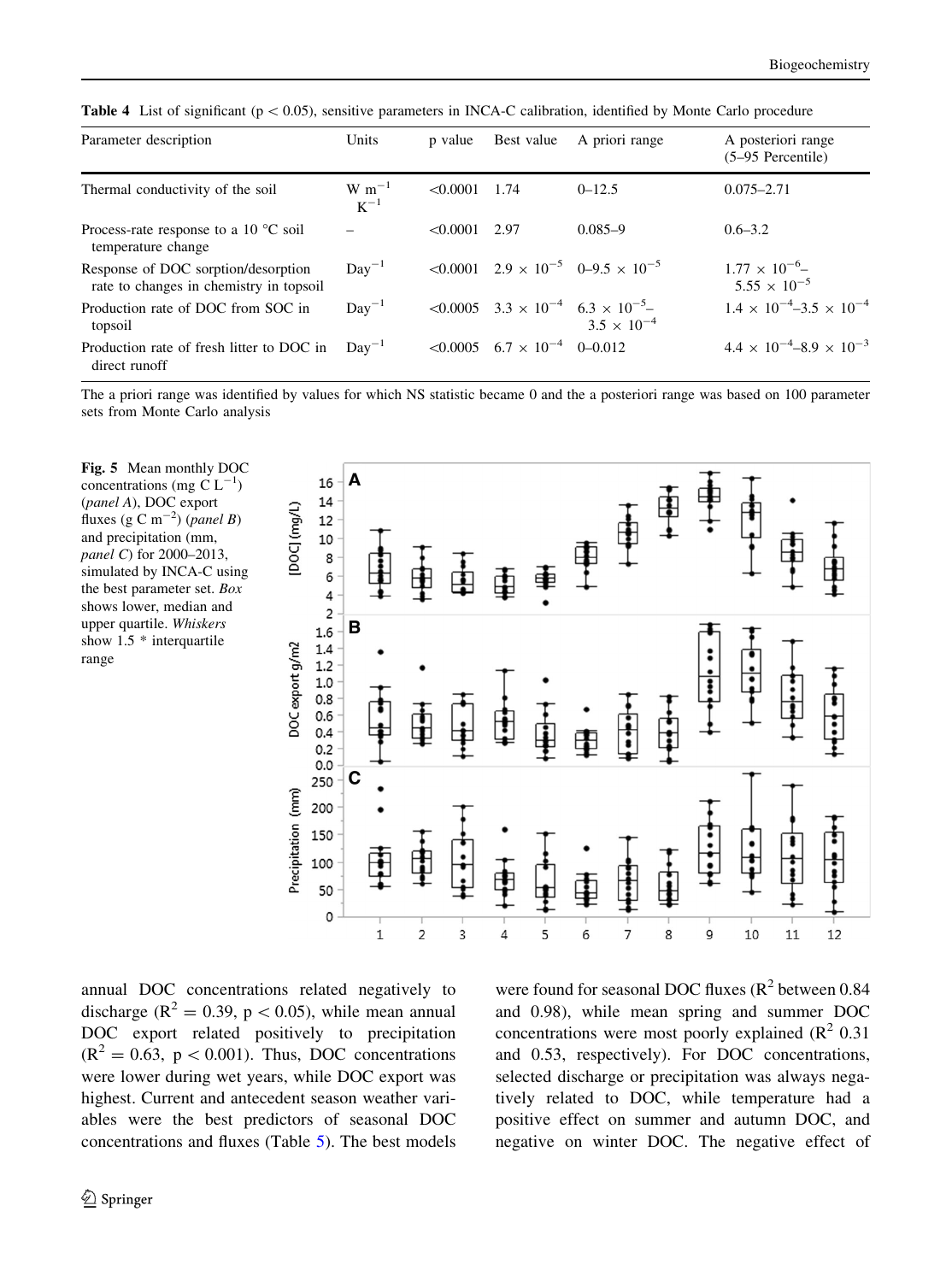**Table 4** List of significant ($p < 0.05$), sensitive parameters in INCA-C calibration, identified by Monte Carlo procedure

| Parameter description | Units | p value | Best value | A priori range | A posteriori range (5–95 Percentile) |
|---|---|---|---|---|---|
| Thermal conductivity of the soil | $W\ m^{-1}\ K^{-1}$ | <0.0001 | 1.74 | 0–12.5 | 0.075–2.71 |
| Process-rate response to a 10 °C soil temperature change | – | <0.0001 | 2.97 | 0.085–9 | 0.6–3.2 |
| Response of DOC sorption/desorption rate to changes in chemistry in topsoil | $Day^{-1}$ | <0.0001 | $2.9 \times 10^{-5}$ | $0–9.5 \times 10^{-5}$ | $1.77 \times 10^{-6}$–$5.55 \times 10^{-5}$ |
| Production rate of DOC from SOC in topsoil | $Day^{-1}$ | <0.0005 | $3.3 \times 10^{-4}$ | $6.3 \times 10^{-5}$–$3.5 \times 10^{-4}$ | $1.4 \times 10^{-4}$–$3.5 \times 10^{-4}$ |
| Production rate of fresh litter to DOC in direct runoff | $Day^{-1}$ | <0.0005 | $6.7 \times 10^{-4}$ | 0–0.012 | $4.4 \times 10^{-4}$–$8.9 \times 10^{-3}$ |

The a priori range was identified by values for which NS statistic became 0 and the a posteriori range was based on 100 parameter sets from Monte Carlo analysis

**Fig. 5** Mean monthly DOC concentrations (mg C $L^{-1}$) (*panel A*), DOC export fluxes (g C $m^{-2}$) (*panel B*) and precipitation (mm, *panel C*) for 2000–2013, simulated by INCA-C using the best parameter set. *Box* shows lower, median and upper quartile. *Whiskers* show 1.5 * interquartile range

annual DOC concentrations related negatively to discharge ($R^2 = 0.39$, $p < 0.05$), while mean annual DOC export related positively to precipitation ($R^2 = 0.63$, $p < 0.001$). Thus, DOC concentrations were lower during wet years, while DOC export was highest. Current and antecedent season weather variables were the best predictors of seasonal DOC concentrations and fluxes (Table 5). The best models were found for seasonal DOC fluxes ($R^2$ between 0.84 and 0.98), while mean spring and summer DOC concentrations were most poorly explained ($R^2$ 0.31 and 0.53, respectively). For DOC concentrations, selected discharge or precipitation was always negatively related to DOC, while temperature had a positive effect on summer and autumn DOC, and negative on winter DOC. The negative effect of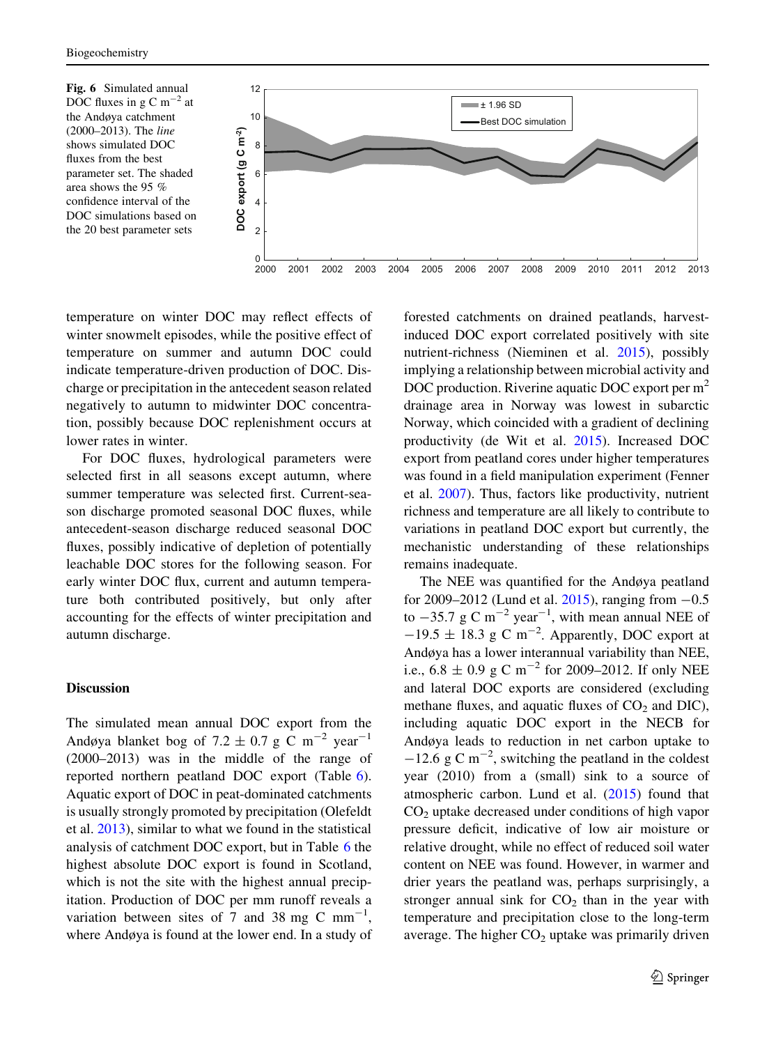Fig. 6 Simulated annual DOC fluxes in g C $m^{-2}$ at the Andøya catchment (2000–2013). The *line* shows simulated DOC fluxes from the best parameter set. The shaded area shows the 95 % confidence interval of the DOC simulations based on the 20 best parameter sets

temperature on winter DOC may reflect effects of winter snowmelt episodes, while the positive effect of temperature on summer and autumn DOC could indicate temperature-driven production of DOC. Discharge or precipitation in the antecedent season related negatively to autumn to midwinter DOC concentration, possibly because DOC replenishment occurs at lower rates in winter.

For DOC fluxes, hydrological parameters were selected first in all seasons except autumn, where summer temperature was selected first. Current-season discharge promoted seasonal DOC fluxes, while antecedent-season discharge reduced seasonal DOC fluxes, possibly indicative of depletion of potentially leachable DOC stores for the following season. For early winter DOC flux, current and autumn temperature both contributed positively, but only after accounting for the effects of winter precipitation and autumn discharge.

## Discussion

The simulated mean annual DOC export from the Andøya blanket bog of $7.2 \pm 0.7$ g C $m^{-2}$ $year^{-1}$ (2000–2013) was in the middle of the range of reported northern peatland DOC export (Table 6). Aquatic export of DOC in peat-dominated catchments is usually strongly promoted by precipitation (Olefeldt et al. 2013), similar to what we found in the statistical analysis of catchment DOC export, but in Table 6 the highest absolute DOC export is found in Scotland, which is not the site with the highest annual precipitation. Production of DOC per mm runoff reveals a variation between sites of 7 and 38 mg C $mm^{-1}$, where Andøya is found at the lower end. In a study of forested catchments on drained peatlands, harvest-induced DOC export correlated positively with site nutrient-richness (Nieminen et al. 2015), possibly implying a relationship between microbial activity and DOC production. Riverine aquatic DOC export per $m^2$ drainage area in Norway was lowest in subarctic Norway, which coincided with a gradient of declining productivity (de Wit et al. 2015). Increased DOC export from peatland cores under higher temperatures was found in a field manipulation experiment (Fenner et al. 2007). Thus, factors like productivity, nutrient richness and temperature are all likely to contribute to variations in peatland DOC export but currently, the mechanistic understanding of these relationships remains inadequate.

The NEE was quantified for the Andøya peatland for 2009–2012 (Lund et al. 2015), ranging from $-0.5$ to $-35.7$ g C $m^{-2}$ $year^{-1}$, with mean annual NEE of $-19.5 \pm 18.3$ g C $m^{-2}$. Apparently, DOC export at Andøya has a lower interannual variability than NEE, i.e., $6.8 \pm 0.9$ g C $m^{-2}$ for 2009–2012. If only NEE and lateral DOC exports are considered (excluding methane fluxes, and aquatic fluxes of $CO_2$ and DIC), including aquatic DOC export in the NECB for Andøya leads to reduction in net carbon uptake to $-12.6$ g C $m^{-2}$, switching the peatland in the coldest year (2010) from a (small) sink to a source of atmospheric carbon. Lund et al. (2015) found that $CO_2$ uptake decreased under conditions of high vapor pressure deficit, indicative of low air moisture or relative drought, while no effect of reduced soil water content on NEE was found. However, in warmer and drier years the peatland was, perhaps surprisingly, a stronger annual sink for $CO_2$ than in the year with temperature and precipitation close to the long-term average. The higher $CO_2$ uptake was primarily driven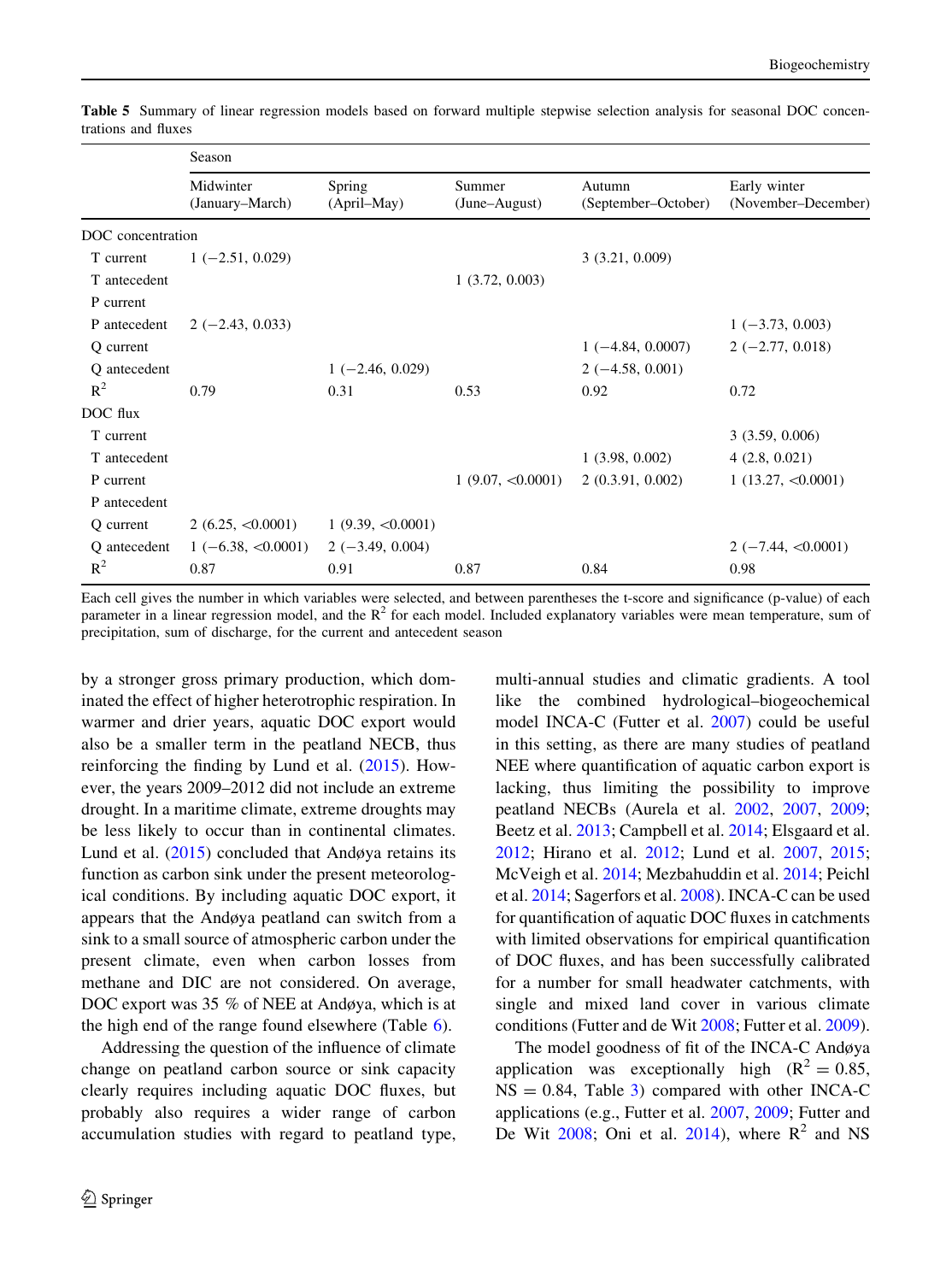**Table 5** Summary of linear regression models based on forward multiple stepwise selection analysis for seasonal DOC concentrations and fluxes

| | Season | | | | |
|---|---|---|---|---|---|
| | Midwinter (January–March) | Spring (April–May) | Summer (June–August) | Autumn (September–October) | Early winter (November–December) |
| DOC concentration | | | | | |
| T current | 1 (−2.51, 0.029) | | | 3 (3.21, 0.009) | |
| T antecedent | | | 1 (3.72, 0.003) | | |
| P current | | | | | |
| P antecedent | 2 (−2.43, 0.033) | | | | 1 (−3.73, 0.003) |
| Q current | | | | 1 (−4.84, 0.0007) | 2 (−2.77, 0.018) |
| Q antecedent | | 1 (−2.46, 0.029) | | 2 (−4.58, 0.001) | |
| $R^2$ | 0.79 | 0.31 | 0.53 | 0.92 | 0.72 |
| DOC flux | | | | | |
| T current | | | | | 3 (3.59, 0.006) |
| T antecedent | | | | 1 (3.98, 0.002) | 4 (2.8, 0.021) |
| P current | | | 1 (9.07, <0.0001) | 2 (0.3.91, 0.002) | 1 (13.27, <0.0001) |
| P antecedent | | | | | |
| Q current | 2 (6.25, <0.0001) | 1 (9.39, <0.0001) | | | |
| Q antecedent | 1 (−6.38, <0.0001) | 2 (−3.49, 0.004) | | | 2 (−7.44, <0.0001) |
| $R^2$ | 0.87 | 0.91 | 0.87 | 0.84 | 0.98 |

Each cell gives the number in which variables were selected, and between parentheses the t-score and significance (p-value) of each parameter in a linear regression model, and the $R^2$ for each model. Included explanatory variables were mean temperature, sum of precipitation, sum of discharge, for the current and antecedent season

by a stronger gross primary production, which dominated the effect of higher heterotrophic respiration. In warmer and drier years, aquatic DOC export would also be a smaller term in the peatland NECB, thus reinforcing the finding by Lund et al. (2015). However, the years 2009–2012 did not include an extreme drought. In a maritime climate, extreme droughts may be less likely to occur than in continental climates. Lund et al. (2015) concluded that Andøya retains its function as carbon sink under the present meteorological conditions. By including aquatic DOC export, it appears that the Andøya peatland can switch from a sink to a small source of atmospheric carbon under the present climate, even when carbon losses from methane and DIC are not considered. On average, DOC export was 35 % of NEE at Andøya, which is at the high end of the range found elsewhere (Table 6).

Addressing the question of the influence of climate change on peatland carbon source or sink capacity clearly requires including aquatic DOC fluxes, but probably also requires a wider range of carbon accumulation studies with regard to peatland type, multi-annual studies and climatic gradients. A tool like the combined hydrological–biogeochemical model INCA-C (Futter et al. 2007) could be useful in this setting, as there are many studies of peatland NEE where quantification of aquatic carbon export is lacking, thus limiting the possibility to improve peatland NECBs (Aurela et al. 2002, 2007, 2009; Beetz et al. 2013; Campbell et al. 2014; Elsgaard et al. 2012; Hirano et al. 2012; Lund et al. 2007, 2015; McVeigh et al. 2014; Mezbahuddin et al. 2014; Peichl et al. 2014; Sagerfors et al. 2008). INCA-C can be used for quantification of aquatic DOC fluxes in catchments with limited observations for empirical quantification of DOC fluxes, and has been successfully calibrated for a number for small headwater catchments, with single and mixed land cover in various climate conditions (Futter and de Wit 2008; Futter et al. 2009).

The model goodness of fit of the INCA-C Andøya application was exceptionally high ($R^2 = 0.85$, NS $= 0.84$, Table 3) compared with other INCA-C applications (e.g., Futter et al. 2007, 2009; Futter and De Wit 2008; Oni et al. 2014), where $R^2$ and NS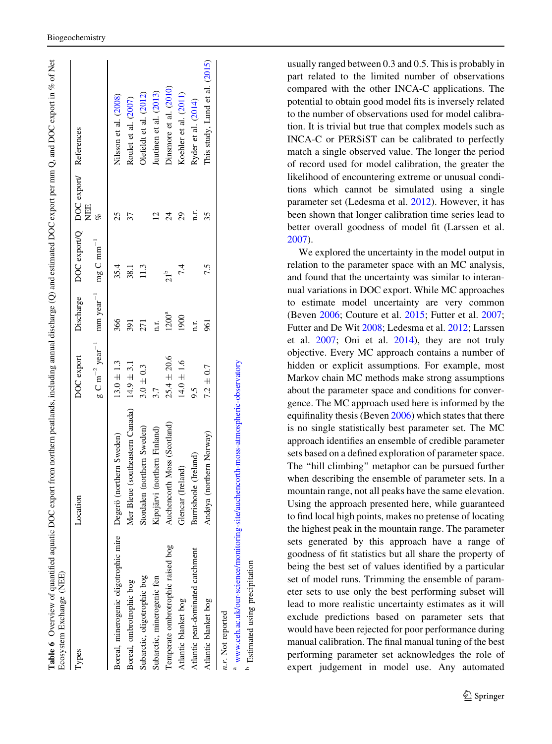**Table 6** Overview of quantified aquatic DOC export from northern peatlands, including annual discharge (Q) and estimated DOC export per mm Q, and DOC export in % of Net Ecosystem Exchange (NEE)

| Types | Location | DOC export | Discharge | DOC export/Q | DOC export/NEE | References |
|---|---|---|---|---|---|---|
| | | $g\ C\ m^{-2}\ year^{-1}$ | $mm\ year^{-1}$ | $mg\ C\ mm^{-1}$ | % | |
| Boreal, minerogenic oligotrophic mire | Degerö (northern Sweden) | 13.0 ± 1.3 | 366 | 35.4 | 25 | Nilsson et al. (2008) |
| Boreal, ombrotrophic bog | Mer Bleue (southeastern Canada) | 14.9 ± 3.1 | 391 | 38.1 | 37 | Roulet et al. (2007) |
| Subarctic, oligotrophic bog | Stordalen (northern Sweden) | 3.0 ± 0.3 | 271 | 11.3 | | Olefeldt et al. (2012) |
| Subarctic, minerogenic fen | Kipojärvi (northern Finland) | 3.7 | n.r. | | 12 | Juutinen et al. (2013) |
| Temperate ombrotrophic raised bog | Auchencorth Moss (Scotland) | 25.4 ± 20.6 | 1200[a] | 21[b] | 24 | Dinsmore et al. (2010) |
| Atlantic blanket bog | Glencar (Ireland) | 14.0 ± 1.6 | 1900 | 7.4 | 29 | Koehler et al. (2011) |
| Atlantic peat-dominated catchment | Burrishoole (Ireland) | 9.5 | n.r. | | n.r. | Ryder et al. (2014) |
| Atlantic blanket bog | Andøya (northern Norway) | 7.2 ± 0.7 | 961 | 7.5 | 35 | This study, Lund et al. (2015) |

*n.r.* Not reported

[a] www.ceh.ac.uk/our-science/monitoring-site/auchencorth-moss-atmospheric-observatory

[b] Estimated using precipitation

usually ranged between 0.3 and 0.5. This is probably in part related to the limited number of observations compared with the other INCA-C applications. The potential to obtain good model fits is inversely related to the number of observations used for model calibration. It is trivial but true that complex models such as INCA-C or PERSiST can be calibrated to perfectly match a single observed value. The longer the period of record used for model calibration, the greater the likelihood of encountering extreme or unusual conditions which cannot be simulated using a single parameter set (Ledesma et al. 2012). However, it has been shown that longer calibration time series lead to better overall goodness of model fit (Larssen et al. 2007).

We explored the uncertainty in the model output in relation to the parameter space with an MC analysis, and found that the uncertainty was similar to interannual variations in DOC export. While MC approaches to estimate model uncertainty are very common (Beven 2006; Couture et al. 2015; Futter et al. 2007; Futter and De Wit 2008; Ledesma et al. 2012; Larssen et al. 2007; Oni et al. 2014), they are not truly objective. Every MC approach contains a number of hidden or explicit assumptions. For example, most Markov chain MC methods make strong assumptions about the parameter space and conditions for convergence. The MC approach used here is informed by the equifinality thesis (Beven 2006) which states that there is no single statistically best parameter set. The MC approach identifies an ensemble of credible parameter sets based on a defined exploration of parameter space. The "hill climbing" metaphor can be pursued further when describing the ensemble of parameter sets. In a mountain range, not all peaks have the same elevation. Using the approach presented here, while guaranteed to find local high points, makes no pretense of locating the highest peak in the mountain range. The parameter sets generated by this approach have a range of goodness of fit statistics but all share the property of being the best set of values identified by a particular set of model runs. Trimming the ensemble of parameter sets to use only the best performing subset will lead to more realistic uncertainty estimates as it will exclude predictions based on parameter sets that would have been rejected for poor performance during manual calibration. The final manual tuning of the best performing parameter set acknowledges the role of expert judgement in model use. Any automated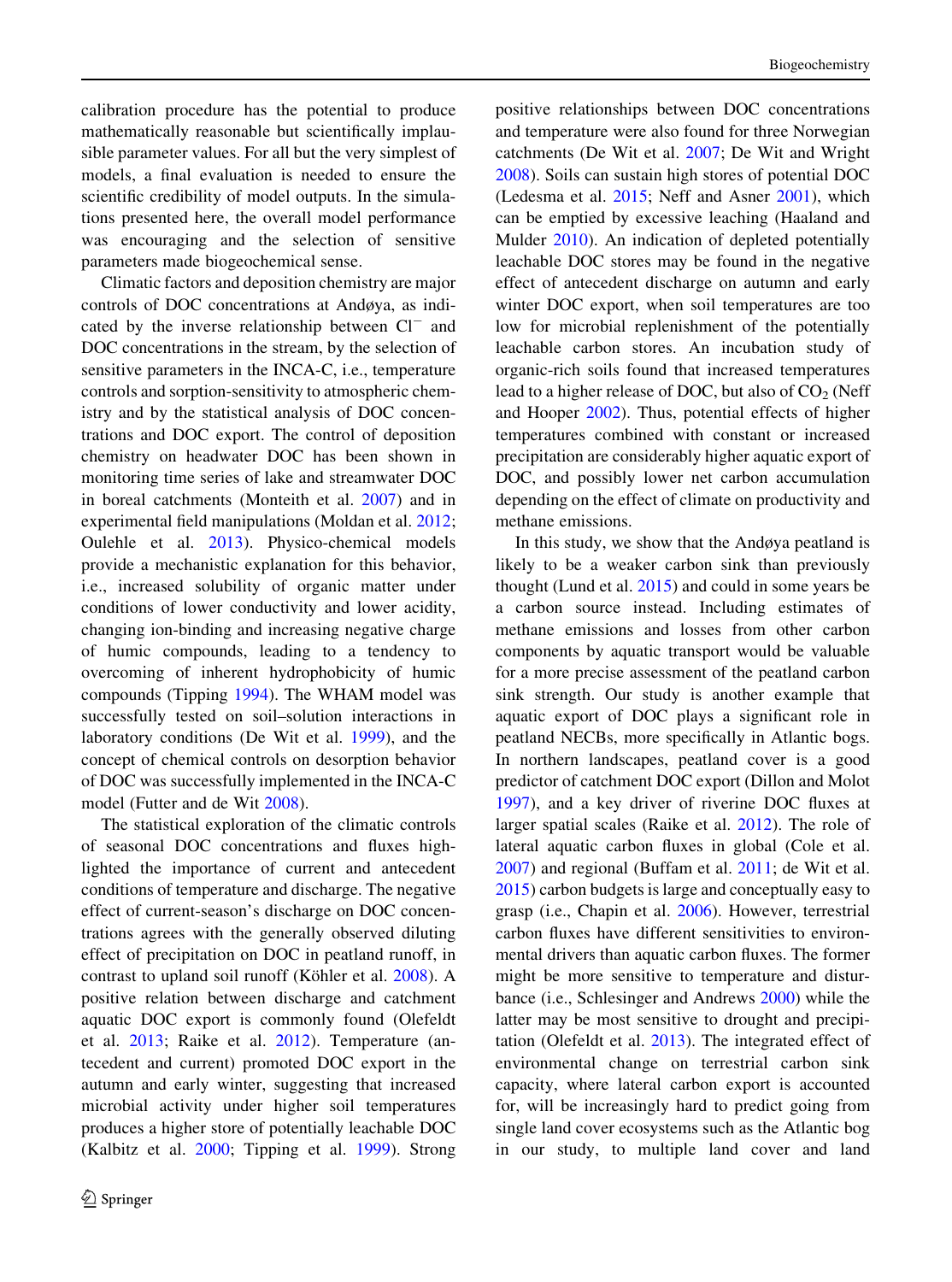calibration procedure has the potential to produce mathematically reasonable but scientifically implausible parameter values. For all but the very simplest of models, a final evaluation is needed to ensure the scientific credibility of model outputs. In the simulations presented here, the overall model performance was encouraging and the selection of sensitive parameters made biogeochemical sense.

Climatic factors and deposition chemistry are major controls of DOC concentrations at Andøya, as indicated by the inverse relationship between $Cl^-$ and DOC concentrations in the stream, by the selection of sensitive parameters in the INCA-C, i.e., temperature controls and sorption-sensitivity to atmospheric chemistry and by the statistical analysis of DOC concentrations and DOC export. The control of deposition chemistry on headwater DOC has been shown in monitoring time series of lake and streamwater DOC in boreal catchments (Monteith et al. 2007) and in experimental field manipulations (Moldan et al. 2012; Oulehle et al. 2013). Physico-chemical models provide a mechanistic explanation for this behavior, i.e., increased solubility of organic matter under conditions of lower conductivity and lower acidity, changing ion-binding and increasing negative charge of humic compounds, leading to a tendency to overcoming of inherent hydrophobicity of humic compounds (Tipping 1994). The WHAM model was successfully tested on soil–solution interactions in laboratory conditions (De Wit et al. 1999), and the concept of chemical controls on desorption behavior of DOC was successfully implemented in the INCA-C model (Futter and de Wit 2008).

The statistical exploration of the climatic controls of seasonal DOC concentrations and fluxes highlighted the importance of current and antecedent conditions of temperature and discharge. The negative effect of current-season's discharge on DOC concentrations agrees with the generally observed diluting effect of precipitation on DOC in peatland runoff, in contrast to upland soil runoff (Köhler et al. 2008). A positive relation between discharge and catchment aquatic DOC export is commonly found (Olefeldt et al. 2013; Raike et al. 2012). Temperature (antecedent and current) promoted DOC export in the autumn and early winter, suggesting that increased microbial activity under higher soil temperatures produces a higher store of potentially leachable DOC (Kalbitz et al. 2000; Tipping et al. 1999). Strong positive relationships between DOC concentrations and temperature were also found for three Norwegian catchments (De Wit et al. 2007; De Wit and Wright 2008). Soils can sustain high stores of potential DOC (Ledesma et al. 2015; Neff and Asner 2001), which can be emptied by excessive leaching (Haaland and Mulder 2010). An indication of depleted potentially leachable DOC stores may be found in the negative effect of antecedent discharge on autumn and early winter DOC export, when soil temperatures are too low for microbial replenishment of the potentially leachable carbon stores. An incubation study of organic-rich soils found that increased temperatures lead to a higher release of DOC, but also of $CO_2$ (Neff and Hooper 2002). Thus, potential effects of higher temperatures combined with constant or increased precipitation are considerably higher aquatic export of DOC, and possibly lower net carbon accumulation depending on the effect of climate on productivity and methane emissions.

In this study, we show that the Andøya peatland is likely to be a weaker carbon sink than previously thought (Lund et al. 2015) and could in some years be a carbon source instead. Including estimates of methane emissions and losses from other carbon components by aquatic transport would be valuable for a more precise assessment of the peatland carbon sink strength. Our study is another example that aquatic export of DOC plays a significant role in peatland NECBs, more specifically in Atlantic bogs. In northern landscapes, peatland cover is a good predictor of catchment DOC export (Dillon and Molot 1997), and a key driver of riverine DOC fluxes at larger spatial scales (Raike et al. 2012). The role of lateral aquatic carbon fluxes in global (Cole et al. 2007) and regional (Buffam et al. 2011; de Wit et al. 2015) carbon budgets is large and conceptually easy to grasp (i.e., Chapin et al. 2006). However, terrestrial carbon fluxes have different sensitivities to environmental drivers than aquatic carbon fluxes. The former might be more sensitive to temperature and disturbance (i.e., Schlesinger and Andrews 2000) while the latter may be most sensitive to drought and precipitation (Olefeldt et al. 2013). The integrated effect of environmental change on terrestrial carbon sink capacity, where lateral carbon export is accounted for, will be increasingly hard to predict going from single land cover ecosystems such as the Atlantic bog in our study, to multiple land cover and land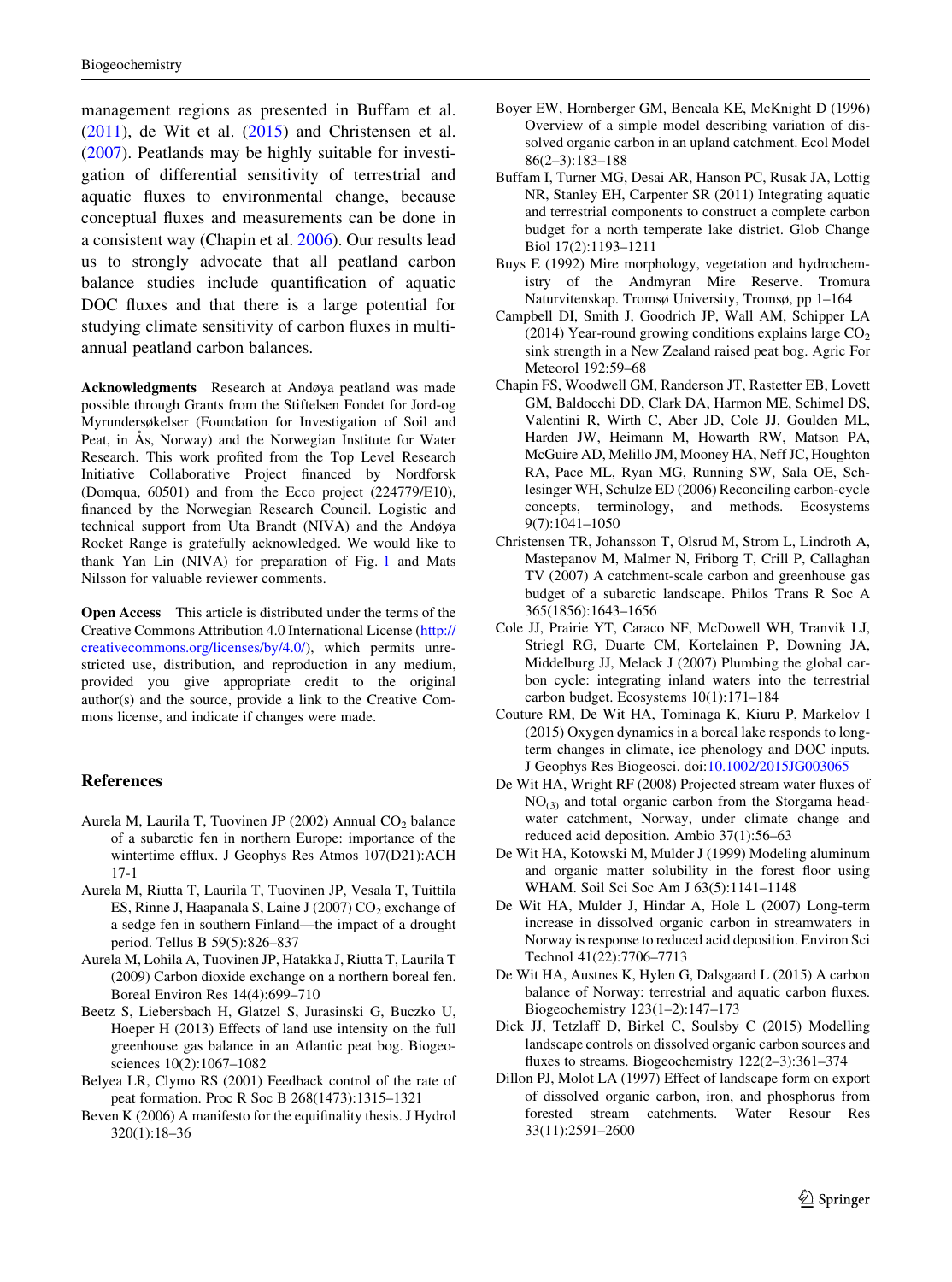management regions as presented in Buffam et al. (2011), de Wit et al. (2015) and Christensen et al. (2007). Peatlands may be highly suitable for investigation of differential sensitivity of terrestrial and aquatic fluxes to environmental change, because conceptual fluxes and measurements can be done in a consistent way (Chapin et al. 2006). Our results lead us to strongly advocate that all peatland carbon balance studies include quantification of aquatic DOC fluxes and that there is a large potential for studying climate sensitivity of carbon fluxes in multi-annual peatland carbon balances.

**Acknowledgments** Research at Andøya peatland was made possible through Grants from the Stiftelsen Fondet for Jord-og Myrundersøkelser (Foundation for Investigation of Soil and Peat, in Ås, Norway) and the Norwegian Institute for Water Research. This work profited from the Top Level Research Initiative Collaborative Project financed by Nordforsk (Domqua, 60501) and from the Ecco project (224779/E10), financed by the Norwegian Research Council. Logistic and technical support from Uta Brandt (NIVA) and the Andøya Rocket Range is gratefully acknowledged. We would like to thank Yan Lin (NIVA) for preparation of Fig. 1 and Mats Nilsson for valuable reviewer comments.

**Open Access** This article is distributed under the terms of the Creative Commons Attribution 4.0 International License (http://creativecommons.org/licenses/by/4.0/), which permits unrestricted use, distribution, and reproduction in any medium, provided you give appropriate credit to the original author(s) and the source, provide a link to the Creative Commons license, and indicate if changes were made.

## References

Aurela M, Laurila T, Tuovinen JP (2002) Annual $CO_2$ balance of a subarctic fen in northern Europe: importance of the wintertime efflux. J Geophys Res Atmos 107(D21):ACH 17-1

Aurela M, Riutta T, Laurila T, Tuovinen JP, Vesala T, Tuittila ES, Rinne J, Haapanala S, Laine J (2007) $CO_2$ exchange of a sedge fen in southern Finland—the impact of a drought period. Tellus B 59(5):826–837

Aurela M, Lohila A, Tuovinen JP, Hatakka J, Riutta T, Laurila T (2009) Carbon dioxide exchange on a northern boreal fen. Boreal Environ Res 14(4):699–710

Beetz S, Liebersbach H, Glatzel S, Jurasinski G, Buczko U, Hoeper H (2013) Effects of land use intensity on the full greenhouse gas balance in an Atlantic peat bog. Biogeosciences 10(2):1067–1082

Belyea LR, Clymo RS (2001) Feedback control of the rate of peat formation. Proc R Soc B 268(1473):1315–1321

Beven K (2006) A manifesto for the equifinality thesis. J Hydrol 320(1):18–36

Boyer EW, Hornberger GM, Bencala KE, McKnight D (1996) Overview of a simple model describing variation of dissolved organic carbon in an upland catchment. Ecol Model 86(2–3):183–188

Buffam I, Turner MG, Desai AR, Hanson PC, Rusak JA, Lottig NR, Stanley EH, Carpenter SR (2011) Integrating aquatic and terrestrial components to construct a complete carbon budget for a north temperate lake district. Glob Change Biol 17(2):1193–1211

Buys E (1992) Mire morphology, vegetation and hydrochemistry of the Andmyran Mire Reserve. Tromura Naturvitenskap. Tromsø University, Tromsø, pp 1–164

Campbell DI, Smith J, Goodrich JP, Wall AM, Schipper LA (2014) Year-round growing conditions explains large $CO_2$ sink strength in a New Zealand raised peat bog. Agric For Meteorol 192:59–68

Chapin FS, Woodwell GM, Randerson JT, Rastetter EB, Lovett GM, Baldocchi DD, Clark DA, Harmon ME, Schimel DS, Valentini R, Wirth C, Aber JD, Cole JJ, Goulden ML, Harden JW, Heimann M, Howarth RW, Matson PA, McGuire AD, Melillo JM, Mooney HA, Neff JC, Houghton RA, Pace ML, Ryan MG, Running SW, Sala OE, Schlesinger WH, Schulze ED (2006) Reconciling carbon-cycle concepts, terminology, and methods. Ecosystems 9(7):1041–1050

Christensen TR, Johansson T, Olsrud M, Strom L, Lindroth A, Mastepanov M, Malmer N, Friborg T, Crill P, Callaghan TV (2007) A catchment-scale carbon and greenhouse gas budget of a subarctic landscape. Philos Trans R Soc A 365(1856):1643–1656

Cole JJ, Prairie YT, Caraco NF, McDowell WH, Tranvik LJ, Striegl RG, Duarte CM, Kortelainen P, Downing JA, Middelburg JJ, Melack J (2007) Plumbing the global carbon cycle: integrating inland waters into the terrestrial carbon budget. Ecosystems 10(1):171–184

Couture RM, De Wit HA, Tominaga K, Kiuru P, Markelov I (2015) Oxygen dynamics in a boreal lake responds to long-term changes in climate, ice phenology and DOC inputs. J Geophys Res Biogeosci. doi:10.1002/2015JG003065

De Wit HA, Wright RF (2008) Projected stream water fluxes of $NO_{(3)}$ and total organic carbon from the Storgama headwater catchment, Norway, under climate change and reduced acid deposition. Ambio 37(1):56–63

De Wit HA, Kotowski M, Mulder J (1999) Modeling aluminum and organic matter solubility in the forest floor using WHAM. Soil Sci Soc Am J 63(5):1141–1148

De Wit HA, Mulder J, Hindar A, Hole L (2007) Long-term increase in dissolved organic carbon in streamwaters in Norway is response to reduced acid deposition. Environ Sci Technol 41(22):7706–7713

De Wit HA, Austnes K, Hylen G, Dalsgaard L (2015) A carbon balance of Norway: terrestrial and aquatic carbon fluxes. Biogeochemistry 123(1–2):147–173

Dick JJ, Tetzlaff D, Birkel C, Soulsby C (2015) Modelling landscape controls on dissolved organic carbon sources and fluxes to streams. Biogeochemistry 122(2–3):361–374

Dillon PJ, Molot LA (1997) Effect of landscape form on export of dissolved organic carbon, iron, and phosphorus from forested stream catchments. Water Resour Res 33(11):2591–2600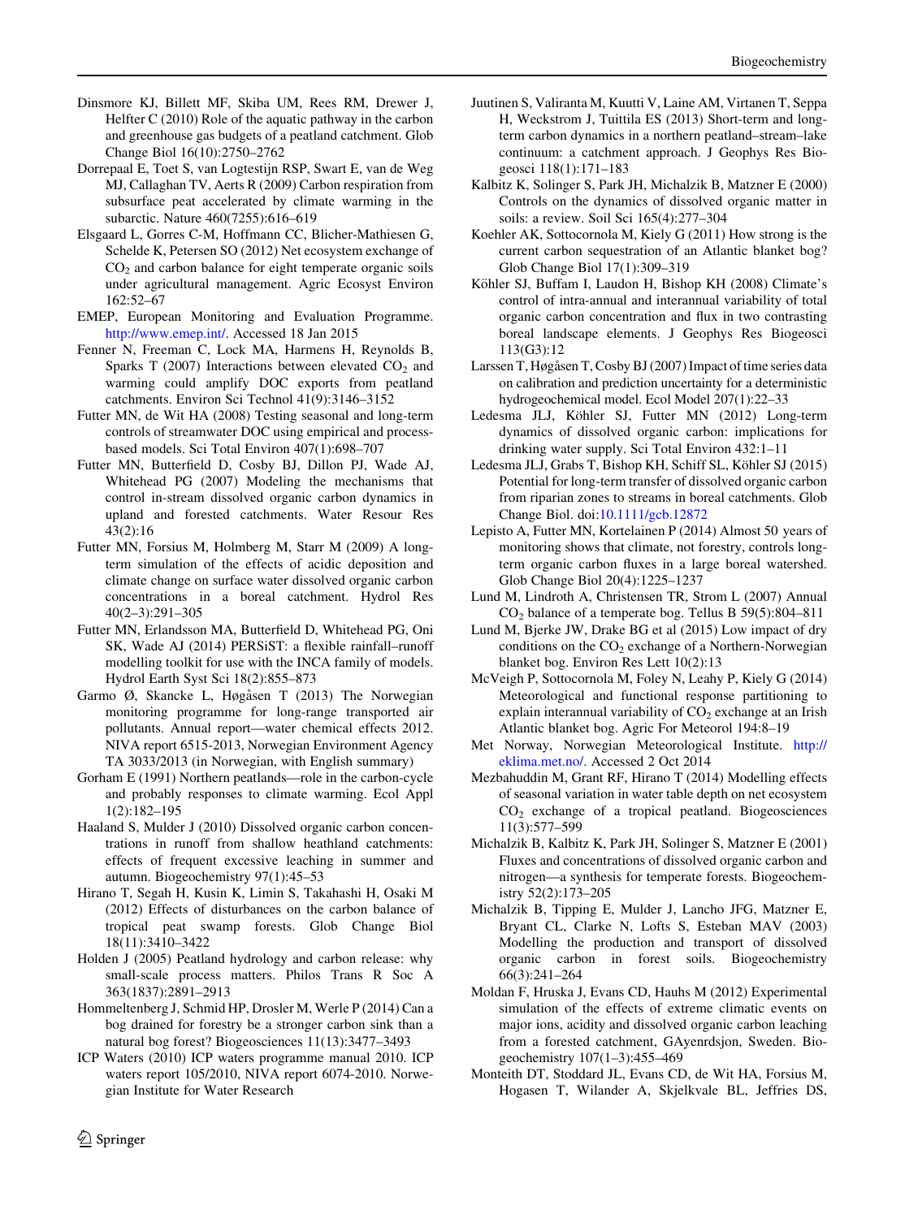Dinsmore KJ, Billett MF, Skiba UM, Rees RM, Drewer J, Helfter C (2010) Role of the aquatic pathway in the carbon and greenhouse gas budgets of a peatland catchment. Glob Change Biol 16(10):2750–2762

Dorrepaal E, Toet S, van Logtestijn RSP, Swart E, van de Weg MJ, Callaghan TV, Aerts R (2009) Carbon respiration from subsurface peat accelerated by climate warming in the subarctic. Nature 460(7255):616–619

Elsgaard L, Gorres C-M, Hoffmann CC, Blicher-Mathiesen G, Schelde K, Petersen SO (2012) Net ecosystem exchange of $CO_2$ and carbon balance for eight temperate organic soils under agricultural management. Agric Ecosyst Environ 162:52–67

EMEP, European Monitoring and Evaluation Programme. http://www.emep.int/. Accessed 18 Jan 2015

Fenner N, Freeman C, Lock MA, Harmens H, Reynolds B, Sparks T (2007) Interactions between elevated $CO_2$ and warming could amplify DOC exports from peatland catchments. Environ Sci Technol 41(9):3146–3152

Futter MN, de Wit HA (2008) Testing seasonal and long-term controls of streamwater DOC using empirical and process-based models. Sci Total Environ 407(1):698–707

Futter MN, Butterfield D, Cosby BJ, Dillon PJ, Wade AJ, Whitehead PG (2007) Modeling the mechanisms that control in-stream dissolved organic carbon dynamics in upland and forested catchments. Water Resour Res 43(2):16

Futter MN, Forsius M, Holmberg M, Starr M (2009) A long-term simulation of the effects of acidic deposition and climate change on surface water dissolved organic carbon concentrations in a boreal catchment. Hydrol Res 40(2–3):291–305

Futter MN, Erlandsson MA, Butterfield D, Whitehead PG, Oni SK, Wade AJ (2014) PERSiST: a flexible rainfall–runoff modelling toolkit for use with the INCA family of models. Hydrol Earth Syst Sci 18(2):855–873

Garmo Ø, Skancke L, Høgåsen T (2013) The Norwegian monitoring programme for long-range transported air pollutants. Annual report—water chemical effects 2012. NIVA report 6515-2013, Norwegian Environment Agency TA 3033/2013 (in Norwegian, with English summary)

Gorham E (1991) Northern peatlands—role in the carbon-cycle and probably responses to climate warming. Ecol Appl 1(2):182–195

Haaland S, Mulder J (2010) Dissolved organic carbon concentrations in runoff from shallow heathland catchments: effects of frequent excessive leaching in summer and autumn. Biogeochemistry 97(1):45–53

Hirano T, Segah H, Kusin K, Limin S, Takahashi H, Osaki M (2012) Effects of disturbances on the carbon balance of tropical peat swamp forests. Glob Change Biol 18(11):3410–3422

Holden J (2005) Peatland hydrology and carbon release: why small-scale process matters. Philos Trans R Soc A 363(1837):2891–2913

Hommeltenberg J, Schmid HP, Drosler M, Werle P (2014) Can a bog drained for forestry be a stronger carbon sink than a natural bog forest? Biogeosciences 11(13):3477–3493

ICP Waters (2010) ICP waters programme manual 2010. ICP waters report 105/2010, NIVA report 6074-2010. Norwegian Institute for Water Research

Juutinen S, Valiranta M, Kuutti V, Laine AM, Virtanen T, Seppa H, Weckstrom J, Tuittila ES (2013) Short-term and long-term carbon dynamics in a northern peatland–stream–lake continuum: a catchment approach. J Geophys Res Biogeosci 118(1):171–183

Kalbitz K, Solinger S, Park JH, Michalzik B, Matzner E (2000) Controls on the dynamics of dissolved organic matter in soils: a review. Soil Sci 165(4):277–304

Koehler AK, Sottocornola M, Kiely G (2011) How strong is the current carbon sequestration of an Atlantic blanket bog? Glob Change Biol 17(1):309–319

Köhler SJ, Buffam I, Laudon H, Bishop KH (2008) Climate's control of intra-annual and interannual variability of total organic carbon concentration and flux in two contrasting boreal landscape elements. J Geophys Res Biogeosci 113(G3):12

Larssen T, Høgåsen T, Cosby BJ (2007) Impact of time series data on calibration and prediction uncertainty for a deterministic hydrogeochemical model. Ecol Model 207(1):22–33

Ledesma JLJ, Köhler SJ, Futter MN (2012) Long-term dynamics of dissolved organic carbon: implications for drinking water supply. Sci Total Environ 432:1–11

Ledesma JLJ, Grabs T, Bishop KH, Schiff SL, Köhler SJ (2015) Potential for long-term transfer of dissolved organic carbon from riparian zones to streams in boreal catchments. Glob Change Biol. doi:10.1111/gcb.12872

Lepisto A, Futter MN, Kortelainen P (2014) Almost 50 years of monitoring shows that climate, not forestry, controls long-term organic carbon fluxes in a large boreal watershed. Glob Change Biol 20(4):1225–1237

Lund M, Lindroth A, Christensen TR, Strom L (2007) Annual $CO_2$ balance of a temperate bog. Tellus B 59(5):804–811

Lund M, Bjerke JW, Drake BG et al (2015) Low impact of dry conditions on the $CO_2$ exchange of a Northern-Norwegian blanket bog. Environ Res Lett 10(2):13

McVeigh P, Sottocornola M, Foley N, Leahy P, Kiely G (2014) Meteorological and functional response partitioning to explain interannual variability of $CO_2$ exchange at an Irish Atlantic blanket bog. Agric For Meteorol 194:8–19

Met Norway, Norwegian Meteorological Institute. http://eklima.met.no/. Accessed 2 Oct 2014

Mezbahuddin M, Grant RF, Hirano T (2014) Modelling effects of seasonal variation in water table depth on net ecosystem $CO_2$ exchange of a tropical peatland. Biogeosciences 11(3):577–599

Michalzik B, Kalbitz K, Park JH, Solinger S, Matzner E (2001) Fluxes and concentrations of dissolved organic carbon and nitrogen—a synthesis for temperate forests. Biogeochemistry 52(2):173–205

Michalzik B, Tipping E, Mulder J, Lancho JFG, Matzner E, Bryant CL, Clarke N, Lofts S, Esteban MAV (2003) Modelling the production and transport of dissolved organic carbon in forest soils. Biogeochemistry 66(3):241–264

Moldan F, Hruska J, Evans CD, Hauhs M (2012) Experimental simulation of the effects of extreme climatic events on major ions, acidity and dissolved organic carbon leaching from a forested catchment, GAyenrdsjon, Sweden. Biogeochemistry 107(1–3):455–469

Monteith DT, Stoddard JL, Evans CD, de Wit HA, Forsius M, Hogasen T, Wilander A, Skjelkvale BL, Jeffries DS,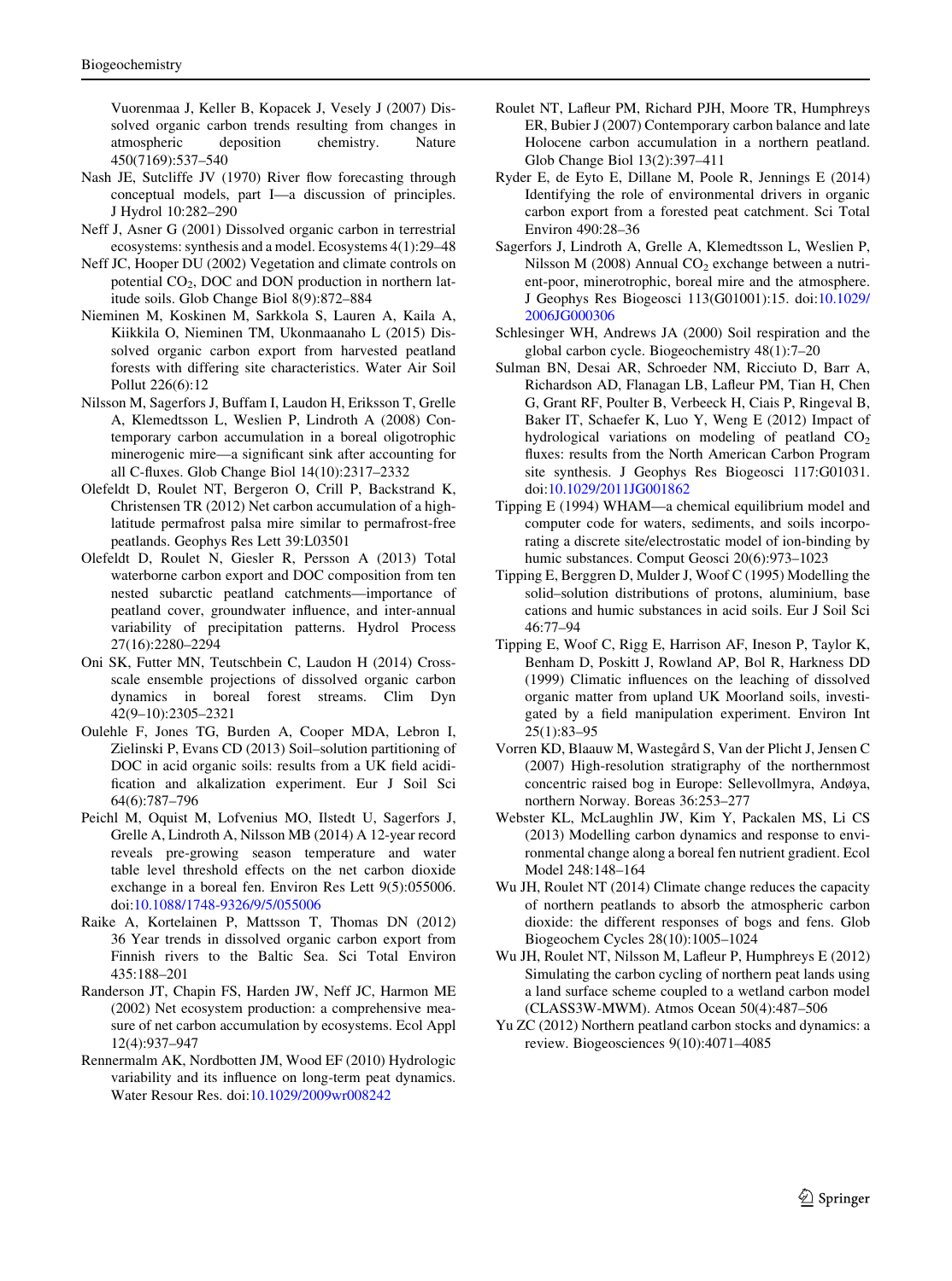Vuorenmaa J, Keller B, Kopacek J, Vesely J (2007) Dissolved organic carbon trends resulting from changes in atmospheric deposition chemistry. Nature 450(7169):537–540

Nash JE, Sutcliffe JV (1970) River flow forecasting through conceptual models, part I—a discussion of principles. J Hydrol 10:282–290

Neff J, Asner G (2001) Dissolved organic carbon in terrestrial ecosystems: synthesis and a model. Ecosystems 4(1):29–48

Neff JC, Hooper DU (2002) Vegetation and climate controls on potential $CO_2$, DOC and DON production in northern latitude soils. Glob Change Biol 8(9):872–884

Nieminen M, Koskinen M, Sarkkola S, Lauren A, Kaila A, Kiikkila O, Nieminen TM, Ukonmaanaho L (2015) Dissolved organic carbon export from harvested peatland forests with differing site characteristics. Water Air Soil Pollut 226(6):12

Nilsson M, Sagerfors J, Buffam I, Laudon H, Eriksson T, Grelle A, Klemedtsson L, Weslien P, Lindroth A (2008) Contemporary carbon accumulation in a boreal oligotrophic minerogenic mire—a significant sink after accounting for all C-fluxes. Glob Change Biol 14(10):2317–2332

Olefeldt D, Roulet NT, Bergeron O, Crill P, Backstrand K, Christensen TR (2012) Net carbon accumulation of a high-latitude permafrost palsa mire similar to permafrost-free peatlands. Geophys Res Lett 39:L03501

Olefeldt D, Roulet N, Giesler R, Persson A (2013) Total waterborne carbon export and DOC composition from ten nested subarctic peatland catchments—importance of peatland cover, groundwater influence, and inter-annual variability of precipitation patterns. Hydrol Process 27(16):2280–2294

Oni SK, Futter MN, Teutschbein C, Laudon H (2014) Cross-scale ensemble projections of dissolved organic carbon dynamics in boreal forest streams. Clim Dyn 42(9–10):2305–2321

Oulehle F, Jones TG, Burden A, Cooper MDA, Lebron I, Zielinski P, Evans CD (2013) Soil–solution partitioning of DOC in acid organic soils: results from a UK field acidification and alkalization experiment. Eur J Soil Sci 64(6):787–796

Peichl M, Oquist M, Lofvenius MO, Ilstedt U, Sagerfors J, Grelle A, Lindroth A, Nilsson MB (2014) A 12-year record reveals pre-growing season temperature and water table level threshold effects on the net carbon dioxide exchange in a boreal fen. Environ Res Lett 9(5):055006. doi:10.1088/1748-9326/9/5/055006

Raike A, Kortelainen P, Mattsson T, Thomas DN (2012) 36 Year trends in dissolved organic carbon export from Finnish rivers to the Baltic Sea. Sci Total Environ 435:188–201

Randerson JT, Chapin FS, Harden JW, Neff JC, Harmon ME (2002) Net ecosystem production: a comprehensive measure of net carbon accumulation by ecosystems. Ecol Appl 12(4):937–947

Rennermalm AK, Nordbotten JM, Wood EF (2010) Hydrologic variability and its influence on long-term peat dynamics. Water Resour Res. doi:10.1029/2009wr008242

Roulet NT, Lafleur PM, Richard PJH, Moore TR, Humphreys ER, Bubier J (2007) Contemporary carbon balance and late Holocene carbon accumulation in a northern peatland. Glob Change Biol 13(2):397–411

Ryder E, de Eyto E, Dillane M, Poole R, Jennings E (2014) Identifying the role of environmental drivers in organic carbon export from a forested peat catchment. Sci Total Environ 490:28–36

Sagerfors J, Lindroth A, Grelle A, Klemedtsson L, Weslien P, Nilsson M (2008) Annual $CO_2$ exchange between a nutrient-poor, minerotrophic, boreal mire and the atmosphere. J Geophys Res Biogeosci 113(G01001):15. doi:10.1029/2006JG000306

Schlesinger WH, Andrews JA (2000) Soil respiration and the global carbon cycle. Biogeochemistry 48(1):7–20

Sulman BN, Desai AR, Schroeder NM, Ricciuto D, Barr A, Richardson AD, Flanagan LB, Lafleur PM, Tian H, Chen G, Grant RF, Poulter B, Verbeeck H, Ciais P, Ringeval B, Baker IT, Schaefer K, Luo Y, Weng E (2012) Impact of hydrological variations on modeling of peatland $CO_2$ fluxes: results from the North American Carbon Program site synthesis. J Geophys Res Biogeosci 117:G01031. doi:10.1029/2011JG001862

Tipping E (1994) WHAM—a chemical equilibrium model and computer code for waters, sediments, and soils incorporating a discrete site/electrostatic model of ion-binding by humic substances. Comput Geosci 20(6):973–1023

Tipping E, Berggren D, Mulder J, Woof C (1995) Modelling the solid–solution distributions of protons, aluminium, base cations and humic substances in acid soils. Eur J Soil Sci 46:77–94

Tipping E, Woof C, Rigg E, Harrison AF, Ineson P, Taylor K, Benham D, Poskitt J, Rowland AP, Bol R, Harkness DD (1999) Climatic influences on the leaching of dissolved organic matter from upland UK Moorland soils, investigated by a field manipulation experiment. Environ Int 25(1):83–95

Vorren KD, Blaauw M, Wastegård S, Van der Plicht J, Jensen C (2007) High-resolution stratigraphy of the northernmost concentric raised bog in Europe: Sellevollmyra, Andøya, northern Norway. Boreas 36:253–277

Webster KL, McLaughlin JW, Kim Y, Packalen MS, Li CS (2013) Modelling carbon dynamics and response to environmental change along a boreal fen nutrient gradient. Ecol Model 248:148–164

Wu JH, Roulet NT (2014) Climate change reduces the capacity of northern peatlands to absorb the atmospheric carbon dioxide: the different responses of bogs and fens. Glob Biogeochem Cycles 28(10):1005–1024

Wu JH, Roulet NT, Nilsson M, Lafleur P, Humphreys E (2012) Simulating the carbon cycling of northern peat lands using a land surface scheme coupled to a wetland carbon model (CLASS3W-MWM). Atmos Ocean 50(4):487–506

Yu ZC (2012) Northern peatland carbon stocks and dynamics: a review. Biogeosciences 9(10):4071–4085